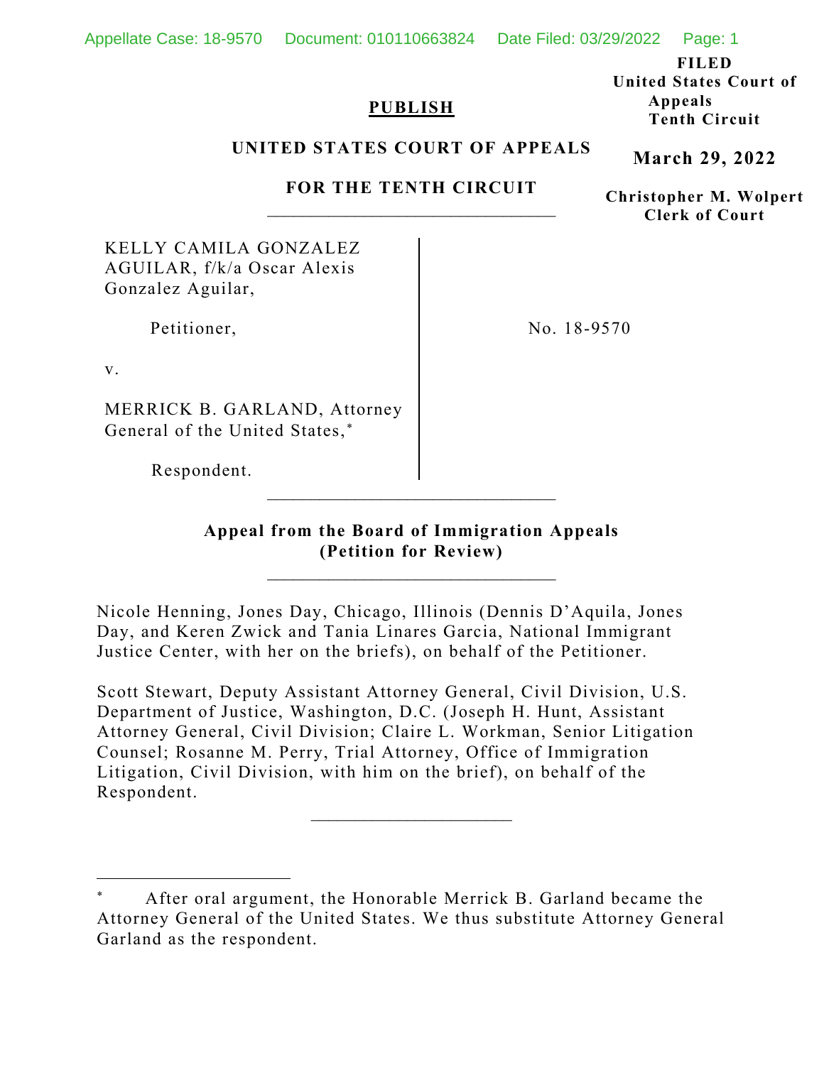**PUBLISH**

**FILED**
**United States Court of Appeals**
**Tenth Circuit**

**March 29, 2022**

**Christopher M. Wolpert**
**Clerk of Court**

**UNITED STATES COURT OF APPEALS**

**FOR THE TENTH CIRCUIT**

---

KELLY CAMILA GONZALEZ AGUILAR, f/k/a Oscar Alexis Gonzalez Aguilar,

Petitioner,

v.

MERRICK B. GARLAND, Attorney General of the United States,*

Respondent.

No. 18-9570

---

**Appeal from the Board of Immigration Appeals**
**(Petition for Review)**

---

Nicole Henning, Jones Day, Chicago, Illinois (Dennis D'Aquila, Jones Day, and Keren Zwick and Tania Linares Garcia, National Immigrant Justice Center, with her on the briefs), on behalf of the Petitioner.

Scott Stewart, Deputy Assistant Attorney General, Civil Division, U.S. Department of Justice, Washington, D.C. (Joseph H. Hunt, Assistant Attorney General, Civil Division; Claire L. Workman, Senior Litigation Counsel; Rosanne M. Perry, Trial Attorney, Office of Immigration Litigation, Civil Division, with him on the brief), on behalf of the Respondent.

---

* After oral argument, the Honorable Merrick B. Garland became the Attorney General of the United States. We thus substitute Attorney General Garland as the respondent.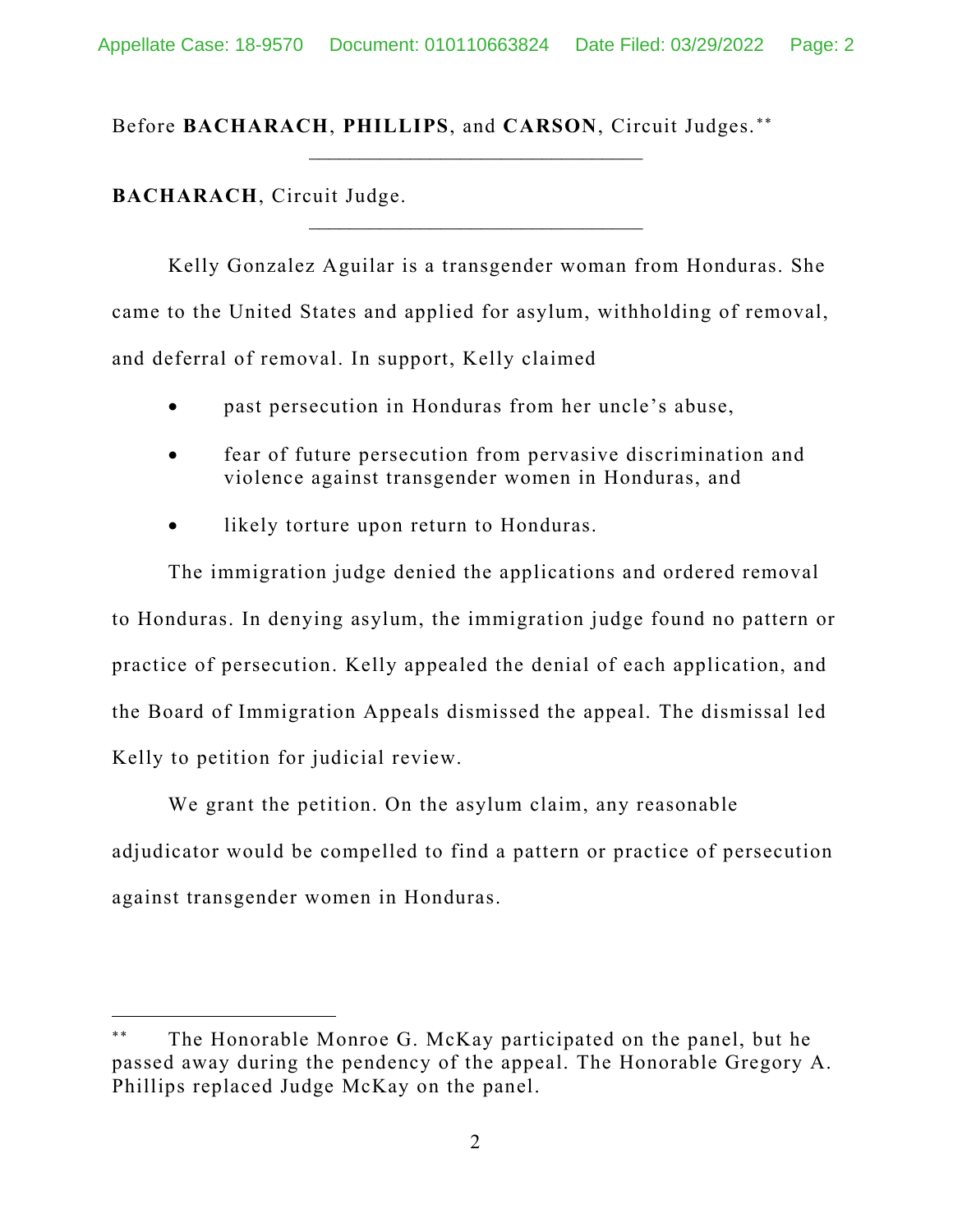Before **BACHARACH**, **PHILLIPS**, and **CARSON**, Circuit Judges.[**]

---

**BACHARACH**, Circuit Judge.

---

Kelly Gonzalez Aguilar is a transgender woman from Honduras. She came to the United States and applied for asylum, withholding of removal, and deferral of removal. In support, Kelly claimed

- past persecution in Honduras from her uncle's abuse,
- fear of future persecution from pervasive discrimination and violence against transgender women in Honduras, and
- likely torture upon return to Honduras.

The immigration judge denied the applications and ordered removal to Honduras. In denying asylum, the immigration judge found no pattern or practice of persecution. Kelly appealed the denial of each application, and the Board of Immigration Appeals dismissed the appeal. The dismissal led Kelly to petition for judicial review.

We grant the petition. On the asylum claim, any reasonable adjudicator would be compelled to find a pattern or practice of persecution against transgender women in Honduras.

---

[**] The Honorable Monroe G. McKay participated on the panel, but he passed away during the pendency of the appeal. The Honorable Gregory A. Phillips replaced Judge McKay on the panel.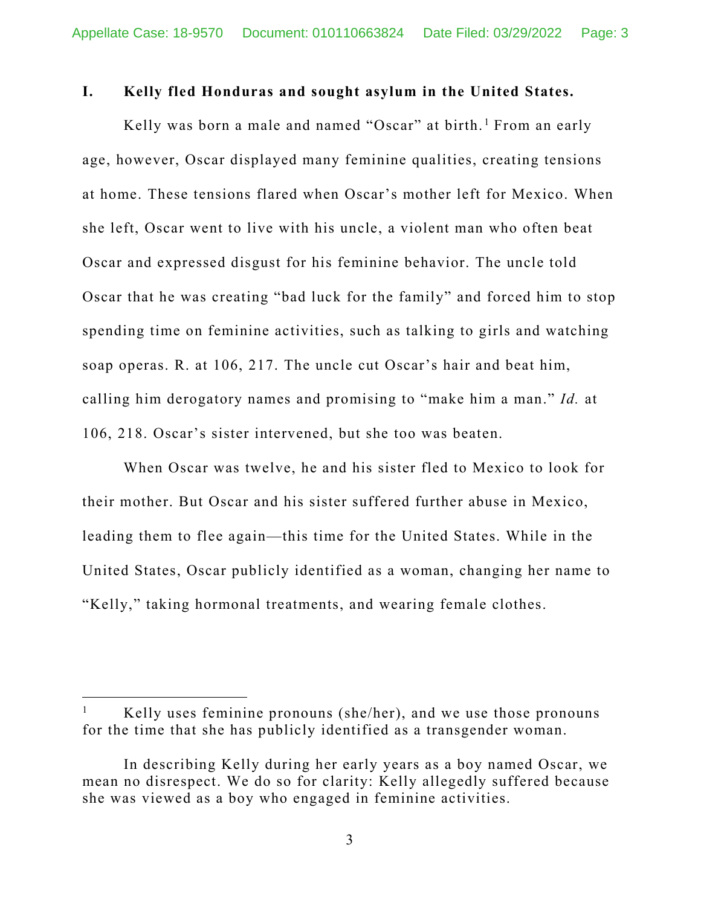## I. Kelly fled Honduras and sought asylum in the United States.

Kelly was born a male and named "Oscar" at birth.[1] From an early age, however, Oscar displayed many feminine qualities, creating tensions at home. These tensions flared when Oscar's mother left for Mexico. When she left, Oscar went to live with his uncle, a violent man who often beat Oscar and expressed disgust for his feminine behavior. The uncle told Oscar that he was creating "bad luck for the family" and forced him to stop spending time on feminine activities, such as talking to girls and watching soap operas. R. at 106, 217. The uncle cut Oscar's hair and beat him, calling him derogatory names and promising to "make him a man." *Id.* at 106, 218. Oscar's sister intervened, but she too was beaten.

When Oscar was twelve, he and his sister fled to Mexico to look for their mother. But Oscar and his sister suffered further abuse in Mexico, leading them to flee again—this time for the United States. While in the United States, Oscar publicly identified as a woman, changing her name to "Kelly," taking hormonal treatments, and wearing female clothes.

---

[1] Kelly uses feminine pronouns (she/her), and we use those pronouns for the time that she has publicly identified as a transgender woman.

In describing Kelly during her early years as a boy named Oscar, we mean no disrespect. We do so for clarity: Kelly allegedly suffered because she was viewed as a boy who engaged in feminine activities.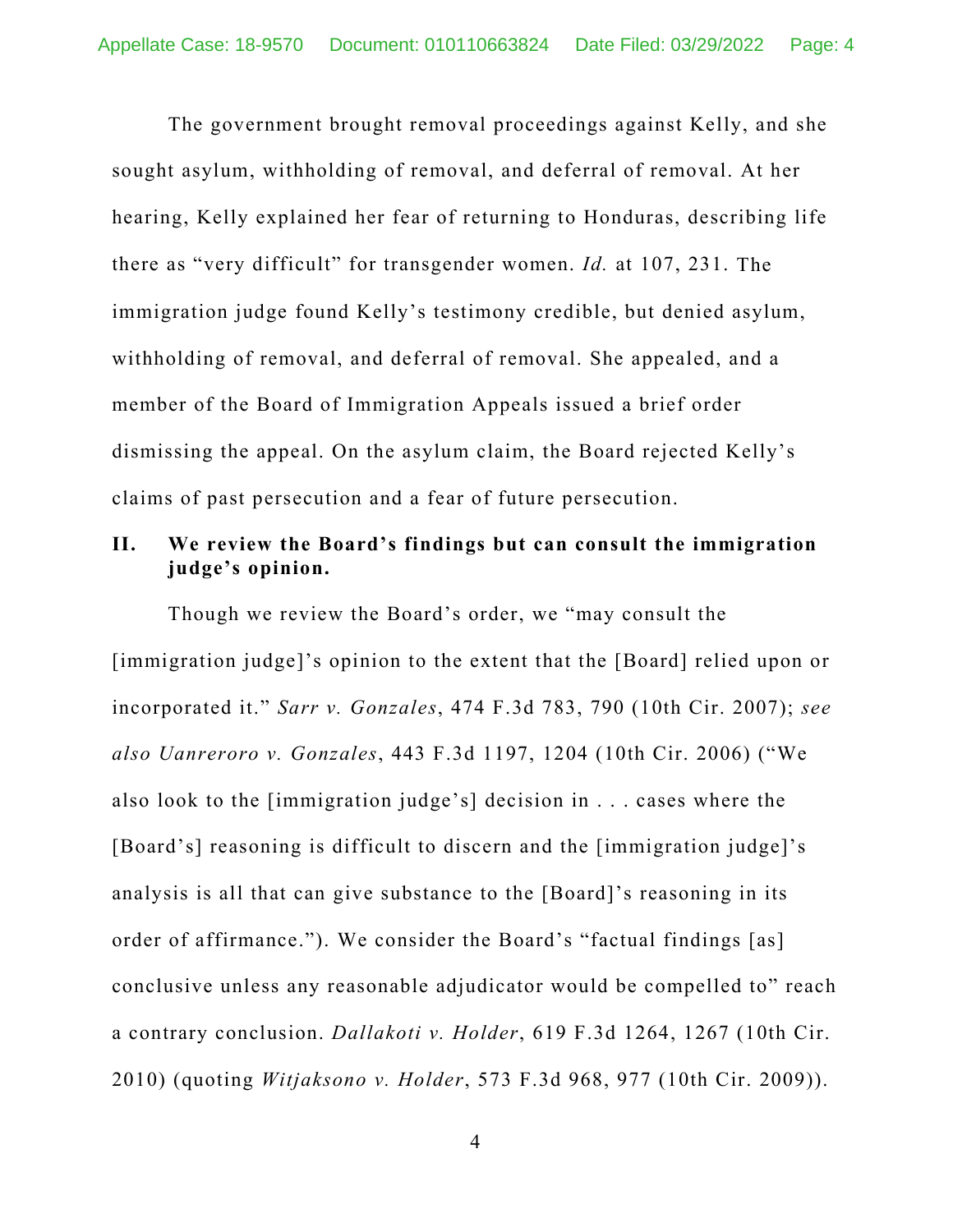The government brought removal proceedings against Kelly, and she sought asylum, withholding of removal, and deferral of removal. At her hearing, Kelly explained her fear of returning to Honduras, describing life there as "very difficult" for transgender women. *Id.* at 107, 231. The immigration judge found Kelly's testimony credible, but denied asylum, withholding of removal, and deferral of removal. She appealed, and a member of the Board of Immigration Appeals issued a brief order dismissing the appeal. On the asylum claim, the Board rejected Kelly's claims of past persecution and a fear of future persecution.

## II. We review the Board's findings but can consult the immigration judge's opinion.

Though we review the Board's order, we "may consult the [immigration judge]'s opinion to the extent that the [Board] relied upon or incorporated it." *Sarr v. Gonzales*, 474 F.3d 783, 790 (10th Cir. 2007); *see also Uanreroro v. Gonzales*, 443 F.3d 1197, 1204 (10th Cir. 2006) ("We also look to the [immigration judge's] decision in . . . cases where the [Board's] reasoning is difficult to discern and the [immigration judge]'s analysis is all that can give substance to the [Board]'s reasoning in its order of affirmance."). We consider the Board's "factual findings [as] conclusive unless any reasonable adjudicator would be compelled to" reach a contrary conclusion. *Dallakoti v. Holder*, 619 F.3d 1264, 1267 (10th Cir. 2010) (quoting *Witjaksono v. Holder*, 573 F.3d 968, 977 (10th Cir. 2009)).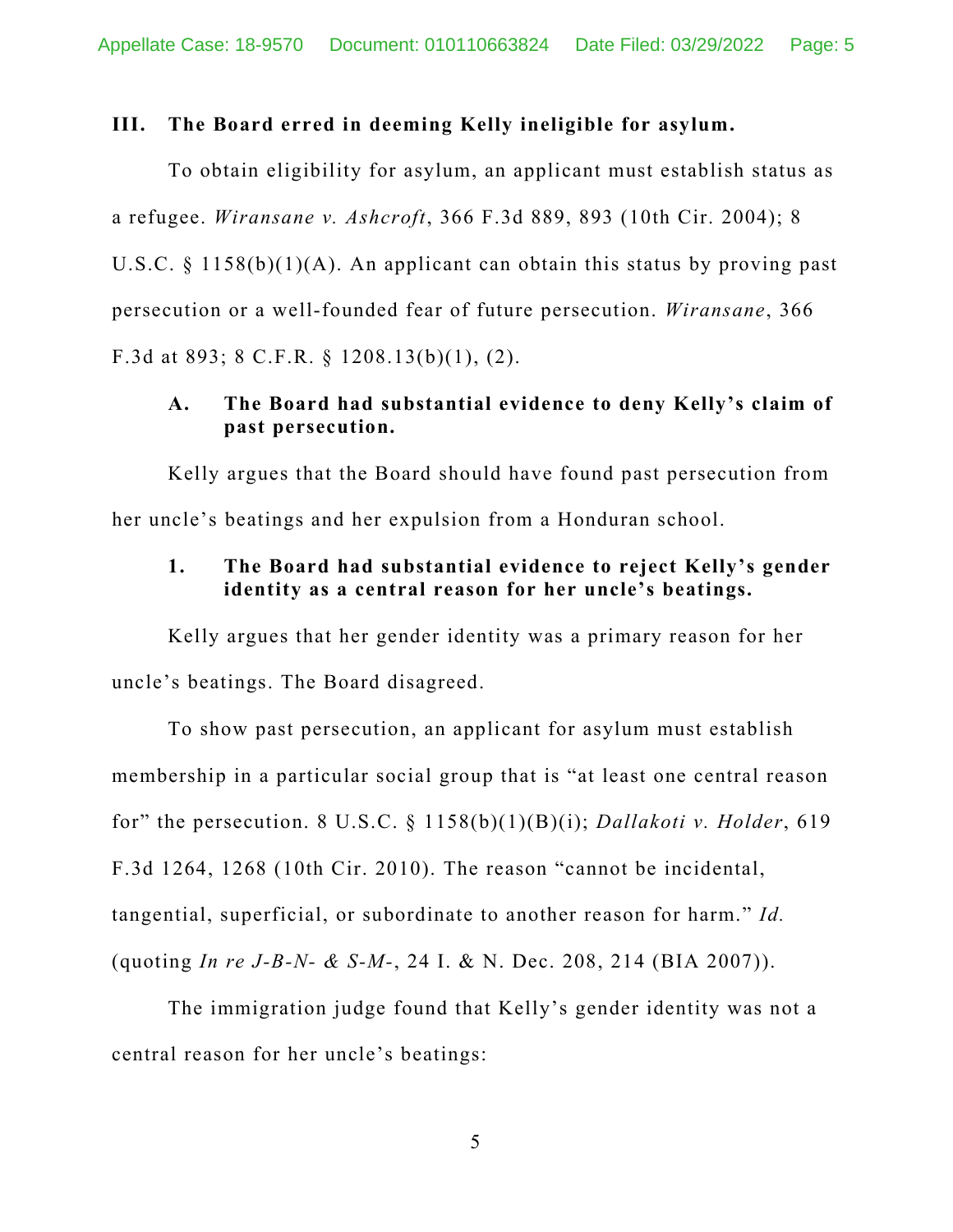## III. The Board erred in deeming Kelly ineligible for asylum.

To obtain eligibility for asylum, an applicant must establish status as a refugee. *Wiransane v. Ashcroft*, 366 F.3d 889, 893 (10th Cir. 2004); 8 U.S.C. § 1158(b)(1)(A). An applicant can obtain this status by proving past persecution or a well-founded fear of future persecution. *Wiransane*, 366 F.3d at 893; 8 C.F.R. § 1208.13(b)(1), (2).

### A. The Board had substantial evidence to deny Kelly's claim of past persecution.

Kelly argues that the Board should have found past persecution from her uncle's beatings and her expulsion from a Honduran school.

#### 1. The Board had substantial evidence to reject Kelly's gender identity as a central reason for her uncle's beatings.

Kelly argues that her gender identity was a primary reason for her uncle's beatings. The Board disagreed.

To show past persecution, an applicant for asylum must establish membership in a particular social group that is "at least one central reason for" the persecution. 8 U.S.C. § 1158(b)(1)(B)(i); *Dallakoti v. Holder*, 619 F.3d 1264, 1268 (10th Cir. 2010). The reason "cannot be incidental, tangential, superficial, or subordinate to another reason for harm." *Id.* (quoting *In re J-B-N- & S-M-*, 24 I. & N. Dec. 208, 214 (BIA 2007)).

The immigration judge found that Kelly's gender identity was not a central reason for her uncle's beatings: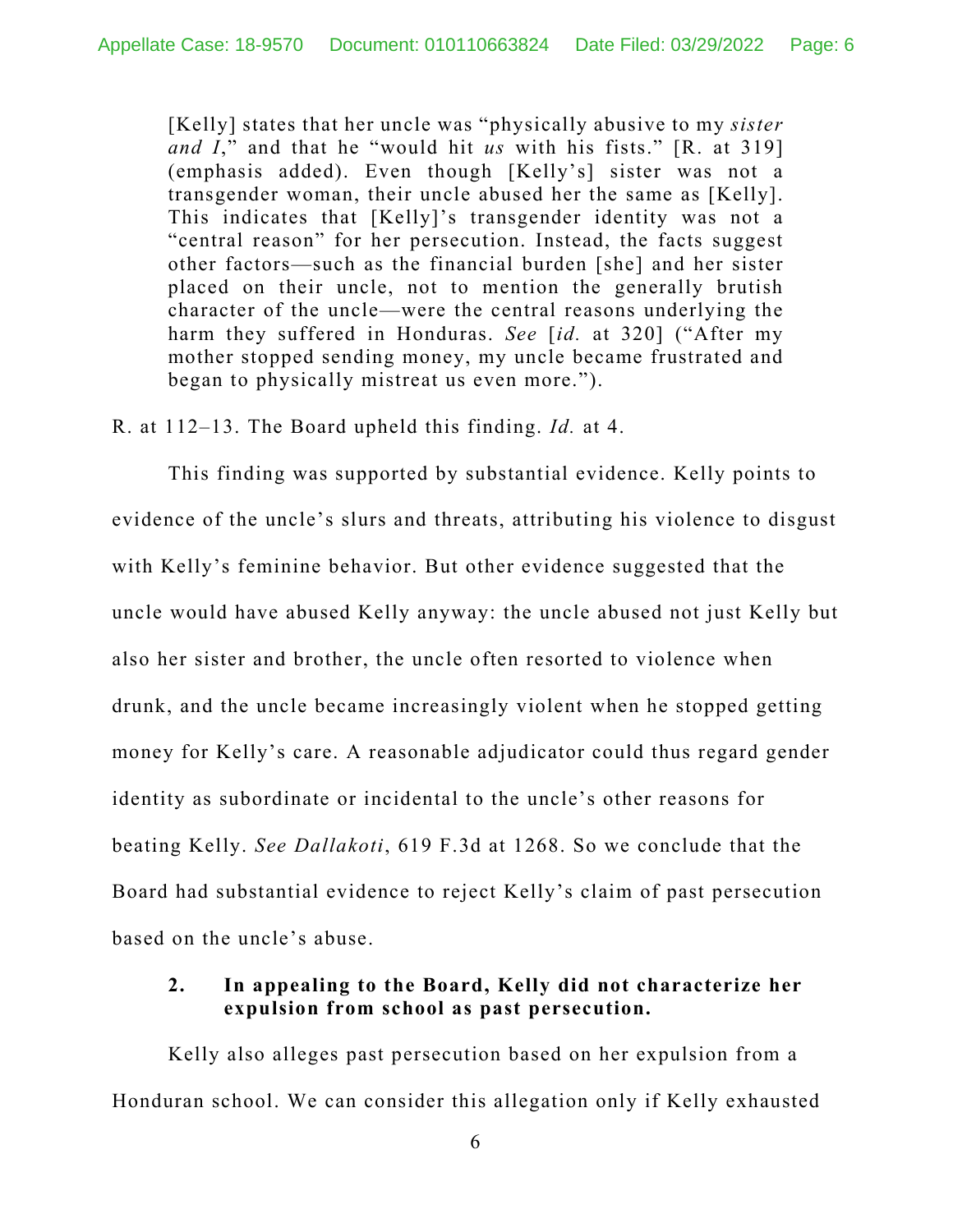> [Kelly] states that her uncle was "physically abusive to my *sister and I*," and that he "would hit *us* with his fists." [R. at 319] (emphasis added). Even though [Kelly's] sister was not a transgender woman, their uncle abused her the same as [Kelly]. This indicates that [Kelly]'s transgender identity was not a "central reason" for her persecution. Instead, the facts suggest other factors—such as the financial burden [she] and her sister placed on their uncle, not to mention the generally brutish character of the uncle—were the central reasons underlying the harm they suffered in Honduras. *See* [*id.* at 320] ("After my mother stopped sending money, my uncle became frustrated and began to physically mistreat us even more.").

R. at 112–13. The Board upheld this finding. *Id.* at 4.

This finding was supported by substantial evidence. Kelly points to evidence of the uncle's slurs and threats, attributing his violence to disgust with Kelly's feminine behavior. But other evidence suggested that the uncle would have abused Kelly anyway: the uncle abused not just Kelly but also her sister and brother, the uncle often resorted to violence when drunk, and the uncle became increasingly violent when he stopped getting money for Kelly's care. A reasonable adjudicator could thus regard gender identity as subordinate or incidental to the uncle's other reasons for beating Kelly. *See Dallakoti*, 619 F.3d at 1268. So we conclude that the Board had substantial evidence to reject Kelly's claim of past persecution based on the uncle's abuse.

**2. In appealing to the Board, Kelly did not characterize her expulsion from school as past persecution.**

Kelly also alleges past persecution based on her expulsion from a Honduran school. We can consider this allegation only if Kelly exhausted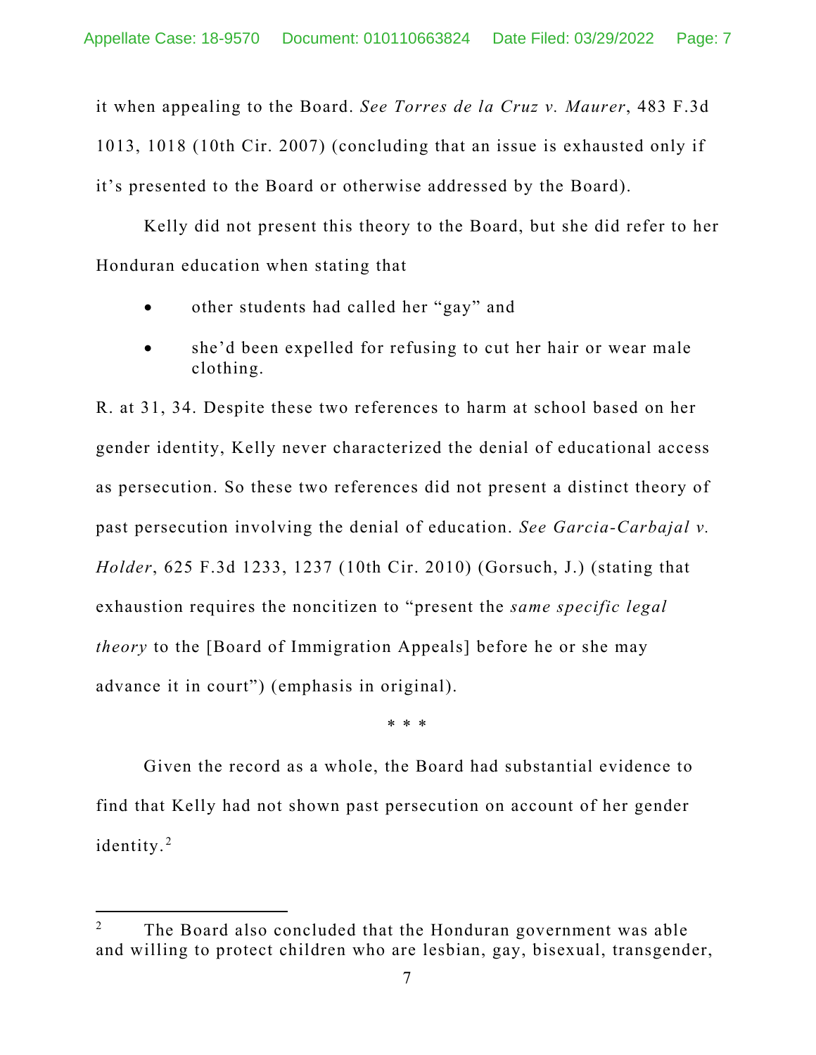it when appealing to the Board. *See Torres de la Cruz v. Maurer*, 483 F.3d 1013, 1018 (10th Cir. 2007) (concluding that an issue is exhausted only if it's presented to the Board or otherwise addressed by the Board).

Kelly did not present this theory to the Board, but she did refer to her Honduran education when stating that

- other students had called her "gay" and
- she'd been expelled for refusing to cut her hair or wear male clothing.

R. at 31, 34. Despite these two references to harm at school based on her gender identity, Kelly never characterized the denial of educational access as persecution. So these two references did not present a distinct theory of past persecution involving the denial of education. *See Garcia-Carbajal v. Holder*, 625 F.3d 1233, 1237 (10th Cir. 2010) (Gorsuch, J.) (stating that exhaustion requires the noncitizen to "present the *same specific legal theory* to the [Board of Immigration Appeals] before he or she may advance it in court") (emphasis in original).

\* \* \*

Given the record as a whole, the Board had substantial evidence to find that Kelly had not shown past persecution on account of her gender identity.[2]

[2] The Board also concluded that the Honduran government was able and willing to protect children who are lesbian, gay, bisexual, transgender,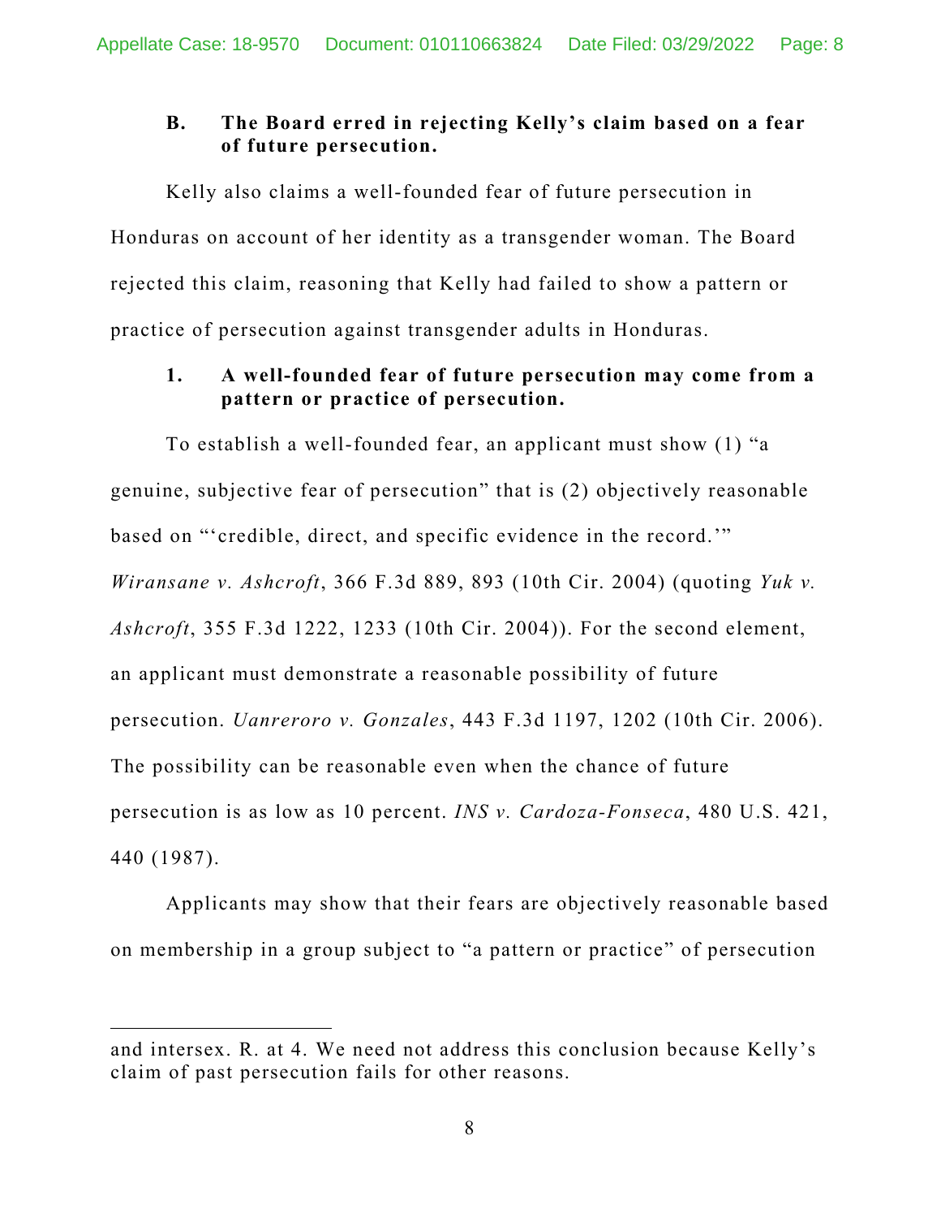### B. The Board erred in rejecting Kelly's claim based on a fear of future persecution.

Kelly also claims a well-founded fear of future persecution in Honduras on account of her identity as a transgender woman. The Board rejected this claim, reasoning that Kelly had failed to show a pattern or practice of persecution against transgender adults in Honduras.

#### 1. A well-founded fear of future persecution may come from a pattern or practice of persecution.

To establish a well-founded fear, an applicant must show (1) "a genuine, subjective fear of persecution" that is (2) objectively reasonable based on "'credible, direct, and specific evidence in the record.'" *Wiransane v. Ashcroft*, 366 F.3d 889, 893 (10th Cir. 2004) (quoting *Yuk v. Ashcroft*, 355 F.3d 1222, 1233 (10th Cir. 2004)). For the second element, an applicant must demonstrate a reasonable possibility of future persecution. *Uanreroro v. Gonzales*, 443 F.3d 1197, 1202 (10th Cir. 2006). The possibility can be reasonable even when the chance of future persecution is as low as 10 percent. *INS v. Cardoza-Fonseca*, 480 U.S. 421, 440 (1987).

Applicants may show that their fears are objectively reasonable based on membership in a group subject to "a pattern or practice" of persecution

---

and intersex. R. at 4. We need not address this conclusion because Kelly's claim of past persecution fails for other reasons.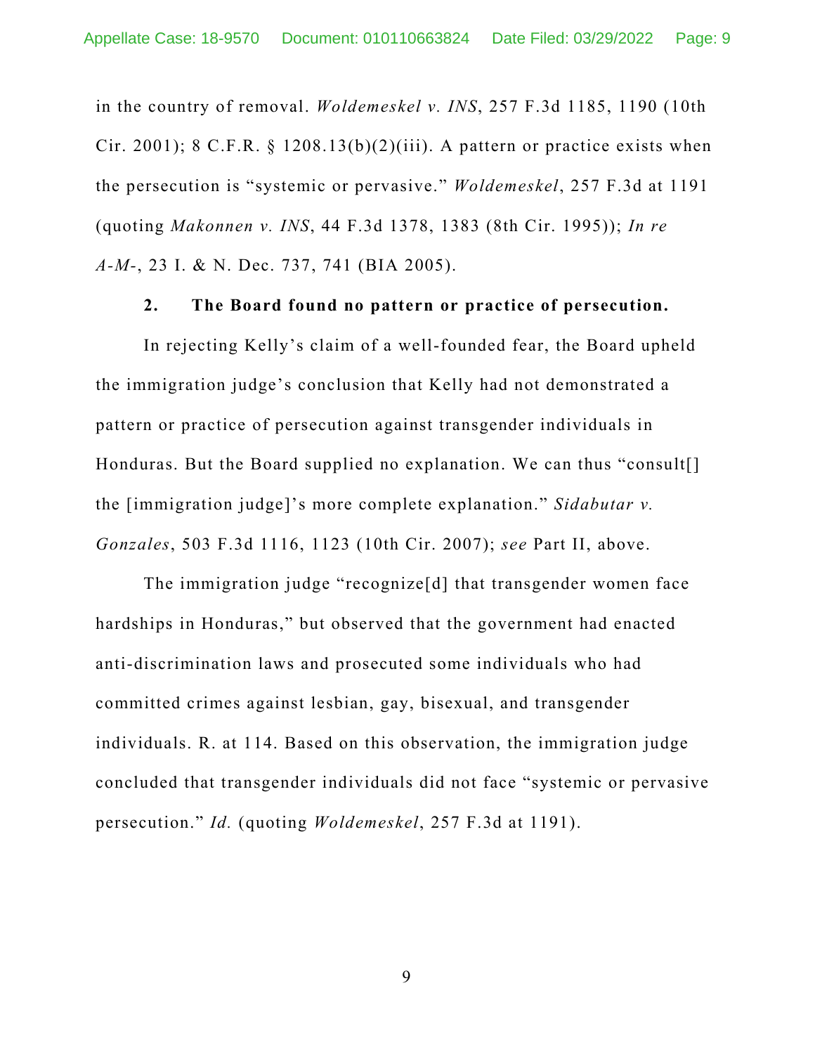in the country of removal. *Woldemeskel v. INS*, 257 F.3d 1185, 1190 (10th Cir. 2001); 8 C.F.R. § 1208.13(b)(2)(iii). A pattern or practice exists when the persecution is "systemic or pervasive." *Woldemeskel*, 257 F.3d at 1191 (quoting *Makonnen v. INS*, 44 F.3d 1378, 1383 (8th Cir. 1995)); *In re A-M-*, 23 I. & N. Dec. 737, 741 (BIA 2005).

**2. The Board found no pattern or practice of persecution.**

In rejecting Kelly's claim of a well-founded fear, the Board upheld the immigration judge's conclusion that Kelly had not demonstrated a pattern or practice of persecution against transgender individuals in Honduras. But the Board supplied no explanation. We can thus "consult[] the [immigration judge]'s more complete explanation." *Sidabutar v. Gonzales*, 503 F.3d 1116, 1123 (10th Cir. 2007); *see* Part II, above.

The immigration judge "recognize[d] that transgender women face hardships in Honduras," but observed that the government had enacted anti-discrimination laws and prosecuted some individuals who had committed crimes against lesbian, gay, bisexual, and transgender individuals. R. at 114. Based on this observation, the immigration judge concluded that transgender individuals did not face "systemic or pervasive persecution." *Id.* (quoting *Woldemeskel*, 257 F.3d at 1191).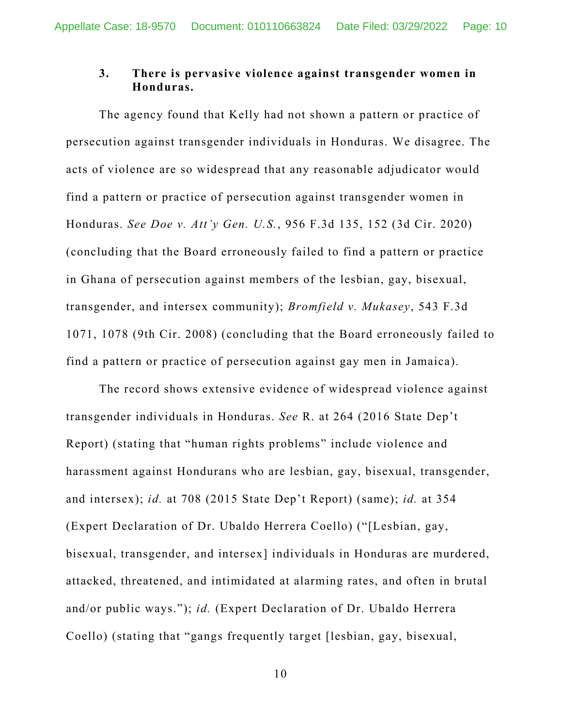### 3. There is pervasive violence against transgender women in Honduras.

The agency found that Kelly had not shown a pattern or practice of persecution against transgender individuals in Honduras. We disagree. The acts of violence are so widespread that any reasonable adjudicator would find a pattern or practice of persecution against transgender women in Honduras. *See Doe v. Att'y Gen. U.S.*, 956 F.3d 135, 152 (3d Cir. 2020) (concluding that the Board erroneously failed to find a pattern or practice in Ghana of persecution against members of the lesbian, gay, bisexual, transgender, and intersex community); *Bromfield v. Mukasey*, 543 F.3d 1071, 1078 (9th Cir. 2008) (concluding that the Board erroneously failed to find a pattern or practice of persecution against gay men in Jamaica).

The record shows extensive evidence of widespread violence against transgender individuals in Honduras. *See* R. at 264 (2016 State Dep't Report) (stating that "human rights problems" include violence and harassment against Hondurans who are lesbian, gay, bisexual, transgender, and intersex); *id.* at 708 (2015 State Dep't Report) (same); *id.* at 354 (Expert Declaration of Dr. Ubaldo Herrera Coello) ("[Lesbian, gay, bisexual, transgender, and intersex] individuals in Honduras are murdered, attacked, threatened, and intimidated at alarming rates, and often in brutal and/or public ways."); *id.* (Expert Declaration of Dr. Ubaldo Herrera Coello) (stating that "gangs frequently target [lesbian, gay, bisexual,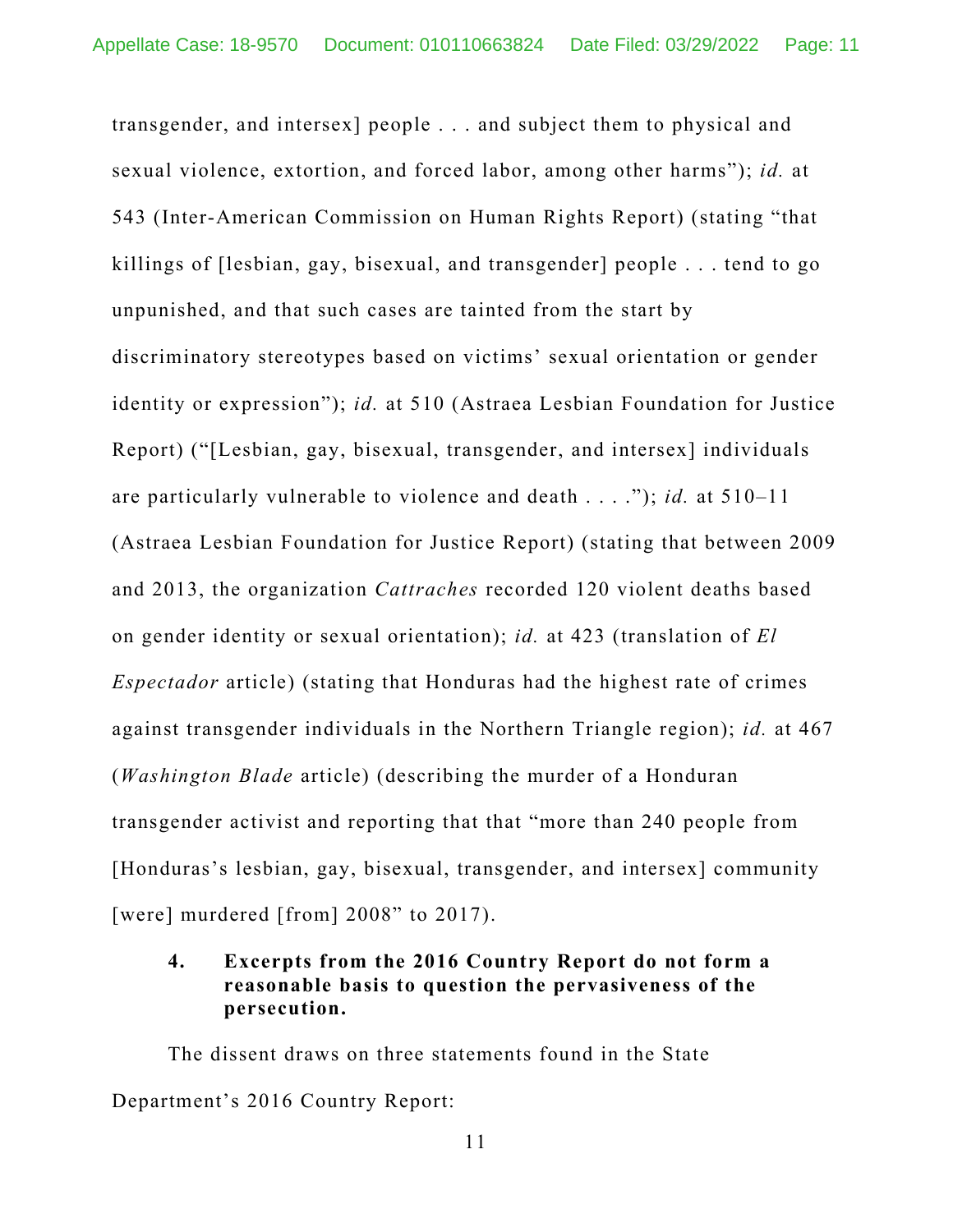transgender, and intersex] people . . . and subject them to physical and sexual violence, extortion, and forced labor, among other harms"); *id.* at 543 (Inter-American Commission on Human Rights Report) (stating "that killings of [lesbian, gay, bisexual, and transgender] people . . . tend to go unpunished, and that such cases are tainted from the start by discriminatory stereotypes based on victims' sexual orientation or gender identity or expression"); *id.* at 510 (Astraea Lesbian Foundation for Justice Report) ("[Lesbian, gay, bisexual, transgender, and intersex] individuals are particularly vulnerable to violence and death . . . ."); *id.* at 510–11 (Astraea Lesbian Foundation for Justice Report) (stating that between 2009 and 2013, the organization *Cattraches* recorded 120 violent deaths based on gender identity or sexual orientation); *id.* at 423 (translation of *El Espectador* article) (stating that Honduras had the highest rate of crimes against transgender individuals in the Northern Triangle region); *id.* at 467 (*Washington Blade* article) (describing the murder of a Honduran transgender activist and reporting that that "more than 240 people from [Honduras's lesbian, gay, bisexual, transgender, and intersex] community [were] murdered [from] 2008" to 2017).

#### 4. Excerpts from the 2016 Country Report do not form a reasonable basis to question the pervasiveness of the persecution.

The dissent draws on three statements found in the State Department's 2016 Country Report: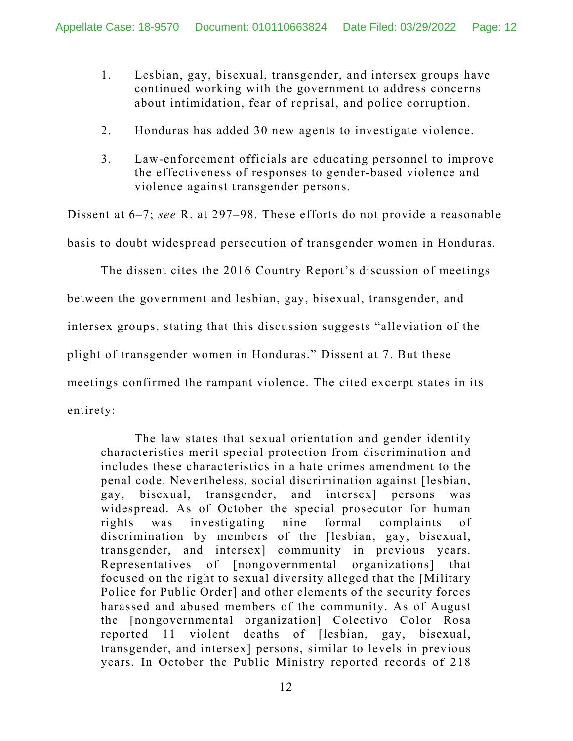1. Lesbian, gay, bisexual, transgender, and intersex groups have continued working with the government to address concerns about intimidation, fear of reprisal, and police corruption.

2. Honduras has added 30 new agents to investigate violence.

3. Law-enforcement officials are educating personnel to improve the effectiveness of responses to gender-based violence and violence against transgender persons.

Dissent at 6–7; *see* R. at 297–98. These efforts do not provide a reasonable basis to doubt widespread persecution of transgender women in Honduras.

The dissent cites the 2016 Country Report's discussion of meetings between the government and lesbian, gay, bisexual, transgender, and intersex groups, stating that this discussion suggests "alleviation of the plight of transgender women in Honduras." Dissent at 7. But these meetings confirmed the rampant violence. The cited excerpt states in its entirety:

> The law states that sexual orientation and gender identity characteristics merit special protection from discrimination and includes these characteristics in a hate crimes amendment to the penal code. Nevertheless, social discrimination against [lesbian, gay, bisexual, transgender, and intersex] persons was widespread. As of October the special prosecutor for human rights was investigating nine formal complaints of discrimination by members of the [lesbian, gay, bisexual, transgender, and intersex] community in previous years. Representatives of [nongovernmental organizations] that focused on the right to sexual diversity alleged that the [Military Police for Public Order] and other elements of the security forces harassed and abused members of the community. As of August the [nongovernmental organization] Colectivo Color Rosa reported 11 violent deaths of [lesbian, gay, bisexual, transgender, and intersex] persons, similar to levels in previous years. In October the Public Ministry reported records of 218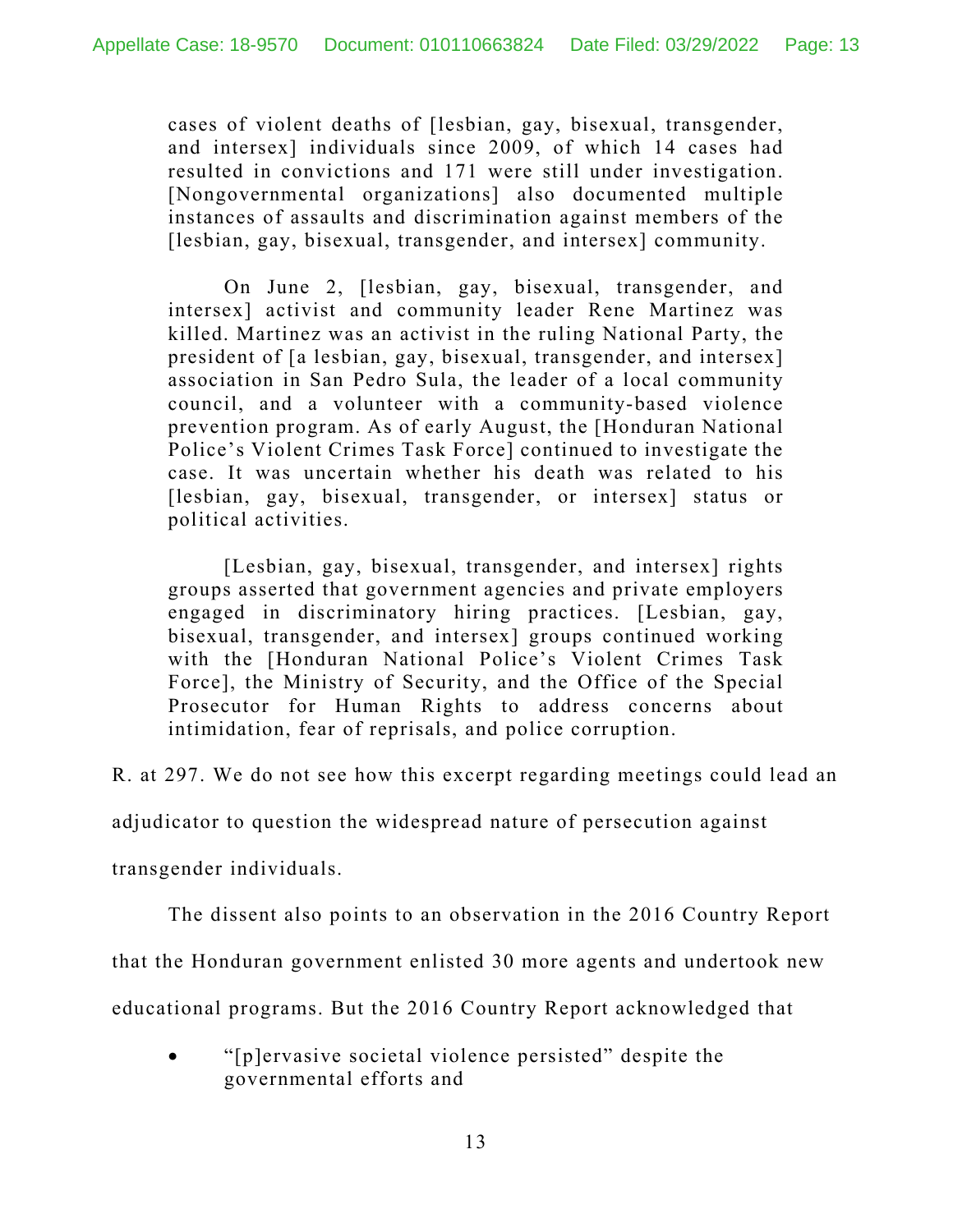> cases of violent deaths of [lesbian, gay, bisexual, transgender, and intersex] individuals since 2009, of which 14 cases had resulted in convictions and 171 were still under investigation. [Nongovernmental organizations] also documented multiple instances of assaults and discrimination against members of the [lesbian, gay, bisexual, transgender, and intersex] community.
>
> On June 2, [lesbian, gay, bisexual, transgender, and intersex] activist and community leader Rene Martinez was killed. Martinez was an activist in the ruling National Party, the president of [a lesbian, gay, bisexual, transgender, and intersex] association in San Pedro Sula, the leader of a local community council, and a volunteer with a community-based violence prevention program. As of early August, the [Honduran National Police's Violent Crimes Task Force] continued to investigate the case. It was uncertain whether his death was related to his [lesbian, gay, bisexual, transgender, or intersex] status or political activities.
>
> [Lesbian, gay, bisexual, transgender, and intersex] rights groups asserted that government agencies and private employers engaged in discriminatory hiring practices. [Lesbian, gay, bisexual, transgender, and intersex] groups continued working with the [Honduran National Police's Violent Crimes Task Force], the Ministry of Security, and the Office of the Special Prosecutor for Human Rights to address concerns about intimidation, fear of reprisals, and police corruption.

R. at 297. We do not see how this excerpt regarding meetings could lead an adjudicator to question the widespread nature of persecution against transgender individuals.

The dissent also points to an observation in the 2016 Country Report that the Honduran government enlisted 30 more agents and undertook new educational programs. But the 2016 Country Report acknowledged that

- "[p]ervasive societal violence persisted" despite the governmental efforts and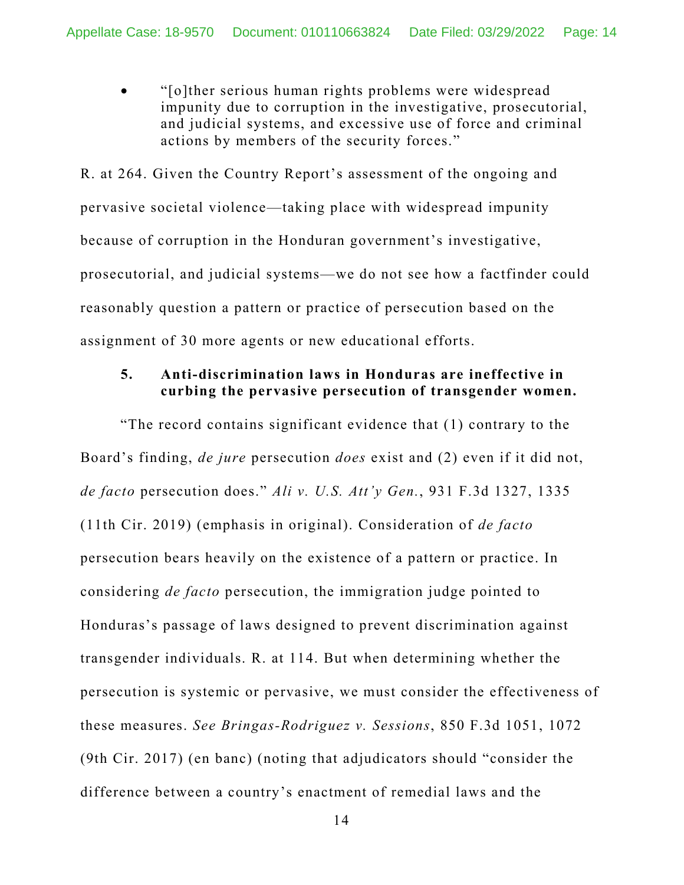- "[o]ther serious human rights problems were widespread impunity due to corruption in the investigative, prosecutorial, and judicial systems, and excessive use of force and criminal actions by members of the security forces."

R. at 264. Given the Country Report's assessment of the ongoing and pervasive societal violence—taking place with widespread impunity because of corruption in the Honduran government's investigative, prosecutorial, and judicial systems—we do not see how a factfinder could reasonably question a pattern or practice of persecution based on the assignment of 30 more agents or new educational efforts.

**5. Anti-discrimination laws in Honduras are ineffective in curbing the pervasive persecution of transgender women.**

"The record contains significant evidence that (1) contrary to the Board's finding, *de jure* persecution *does* exist and (2) even if it did not, *de facto* persecution does." *Ali v. U.S. Att'y Gen.*, 931 F.3d 1327, 1335 (11th Cir. 2019) (emphasis in original). Consideration of *de facto* persecution bears heavily on the existence of a pattern or practice. In considering *de facto* persecution, the immigration judge pointed to Honduras's passage of laws designed to prevent discrimination against transgender individuals. R. at 114. But when determining whether the persecution is systemic or pervasive, we must consider the effectiveness of these measures. *See Bringas-Rodriguez v. Sessions*, 850 F.3d 1051, 1072 (9th Cir. 2017) (en banc) (noting that adjudicators should "consider the difference between a country's enactment of remedial laws and the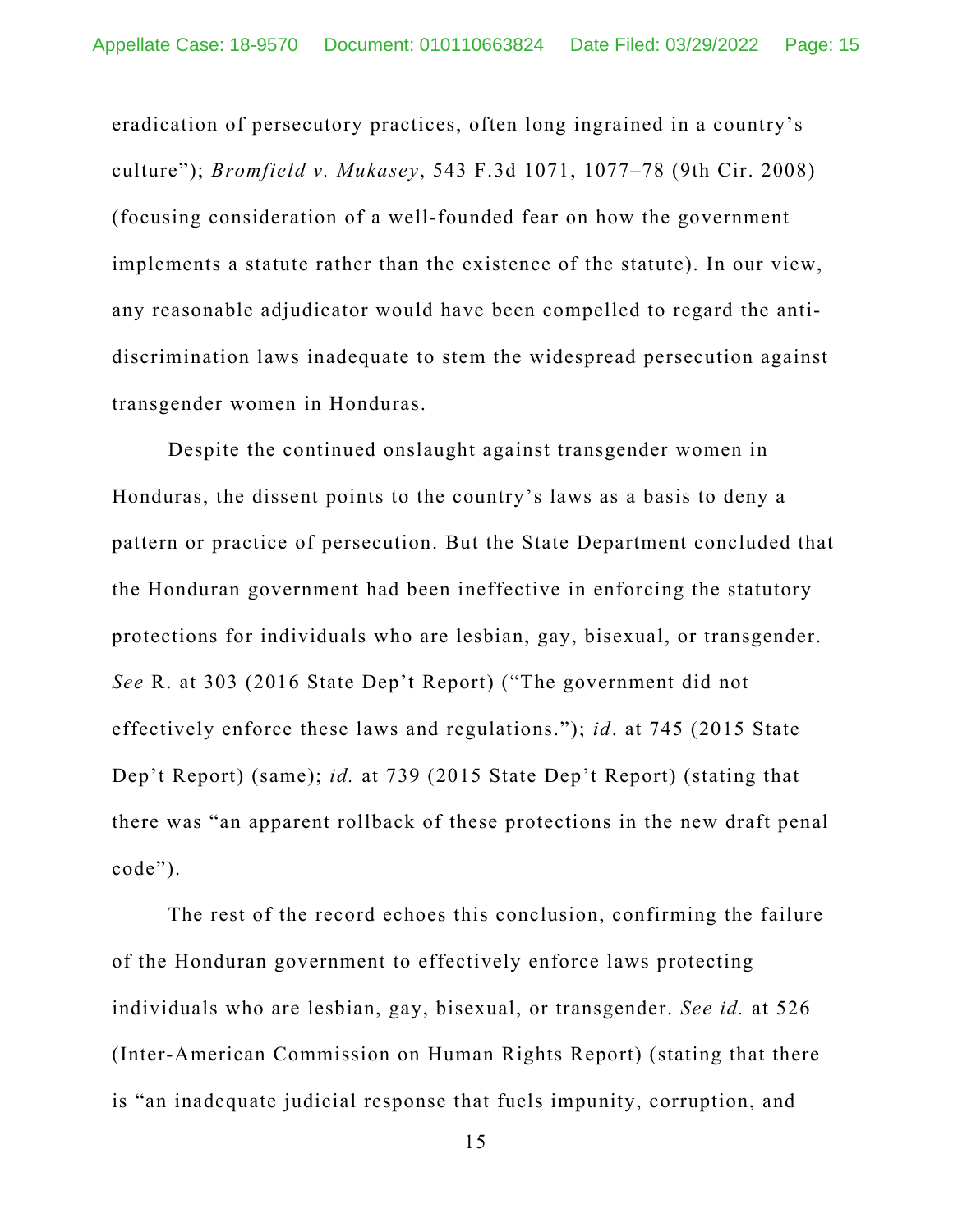eradication of persecutory practices, often long ingrained in a country's culture"); *Bromfield v. Mukasey*, 543 F.3d 1071, 1077–78 (9th Cir. 2008) (focusing consideration of a well-founded fear on how the government implements a statute rather than the existence of the statute). In our view, any reasonable adjudicator would have been compelled to regard the anti-discrimination laws inadequate to stem the widespread persecution against transgender women in Honduras.

Despite the continued onslaught against transgender women in Honduras, the dissent points to the country's laws as a basis to deny a pattern or practice of persecution. But the State Department concluded that the Honduran government had been ineffective in enforcing the statutory protections for individuals who are lesbian, gay, bisexual, or transgender. *See* R. at 303 (2016 State Dep't Report) ("The government did not effectively enforce these laws and regulations."); *id*. at 745 (2015 State Dep't Report) (same); *id.* at 739 (2015 State Dep't Report) (stating that there was "an apparent rollback of these protections in the new draft penal code").

The rest of the record echoes this conclusion, confirming the failure of the Honduran government to effectively enforce laws protecting individuals who are lesbian, gay, bisexual, or transgender. *See id.* at 526 (Inter-American Commission on Human Rights Report) (stating that there is "an inadequate judicial response that fuels impunity, corruption, and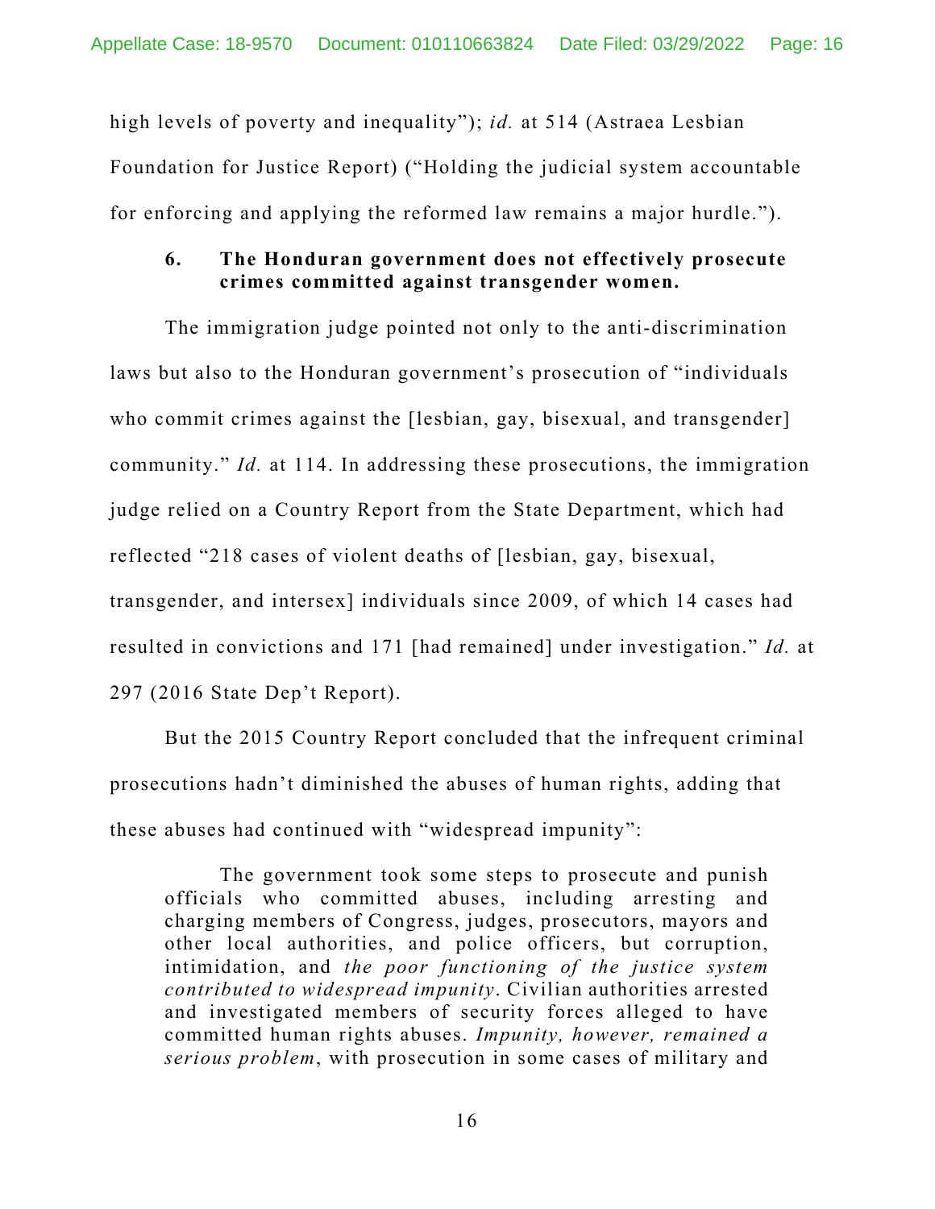high levels of poverty and inequality"); *id.* at 514 (Astraea Lesbian Foundation for Justice Report) ("Holding the judicial system accountable for enforcing and applying the reformed law remains a major hurdle.").

### 6. The Honduran government does not effectively prosecute crimes committed against transgender women.

The immigration judge pointed not only to the anti-discrimination laws but also to the Honduran government's prosecution of "individuals who commit crimes against the [lesbian, gay, bisexual, and transgender] community." *Id.* at 114. In addressing these prosecutions, the immigration judge relied on a Country Report from the State Department, which had reflected "218 cases of violent deaths of [lesbian, gay, bisexual, transgender, and intersex] individuals since 2009, of which 14 cases had resulted in convictions and 171 [had remained] under investigation." *Id.* at 297 (2016 State Dep't Report).

But the 2015 Country Report concluded that the infrequent criminal prosecutions hadn't diminished the abuses of human rights, adding that these abuses had continued with "widespread impunity":

> The government took some steps to prosecute and punish officials who committed abuses, including arresting and charging members of Congress, judges, prosecutors, mayors and other local authorities, and police officers, but corruption, intimidation, and *the poor functioning of the justice system contributed to widespread impunity*. Civilian authorities arrested and investigated members of security forces alleged to have committed human rights abuses. *Impunity, however, remained a serious problem*, with prosecution in some cases of military and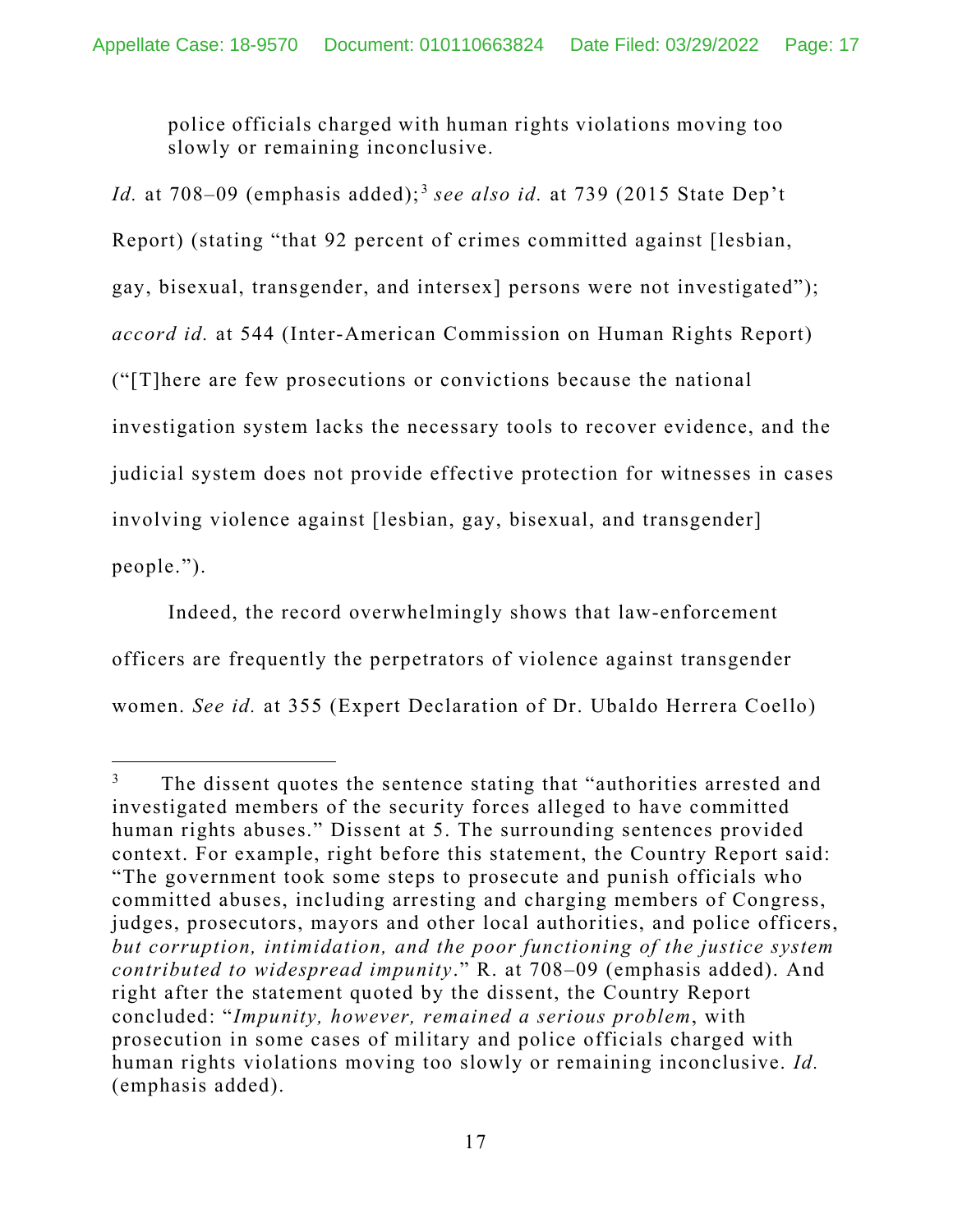> police officials charged with human rights violations moving too slowly or remaining inconclusive.

*Id.* at 708–09 (emphasis added);[3] *see also id.* at 739 (2015 State Dep't Report) (stating "that 92 percent of crimes committed against [lesbian, gay, bisexual, transgender, and intersex] persons were not investigated"); *accord id.* at 544 (Inter-American Commission on Human Rights Report) ("[T]here are few prosecutions or convictions because the national investigation system lacks the necessary tools to recover evidence, and the judicial system does not provide effective protection for witnesses in cases involving violence against [lesbian, gay, bisexual, and transgender] people.").

Indeed, the record overwhelmingly shows that law-enforcement officers are frequently the perpetrators of violence against transgender women. *See id.* at 355 (Expert Declaration of Dr. Ubaldo Herrera Coello)

---

[3] The dissent quotes the sentence stating that "authorities arrested and investigated members of the security forces alleged to have committed human rights abuses." Dissent at 5. The surrounding sentences provided context. For example, right before this statement, the Country Report said: "The government took some steps to prosecute and punish officials who committed abuses, including arresting and charging members of Congress, judges, prosecutors, mayors and other local authorities, and police officers, *but corruption, intimidation, and the poor functioning of the justice system contributed to widespread impunity*." R. at 708–09 (emphasis added). And right after the statement quoted by the dissent, the Country Report concluded: "*Impunity, however, remained a serious problem*, with prosecution in some cases of military and police officials charged with human rights violations moving too slowly or remaining inconclusive. *Id.* (emphasis added).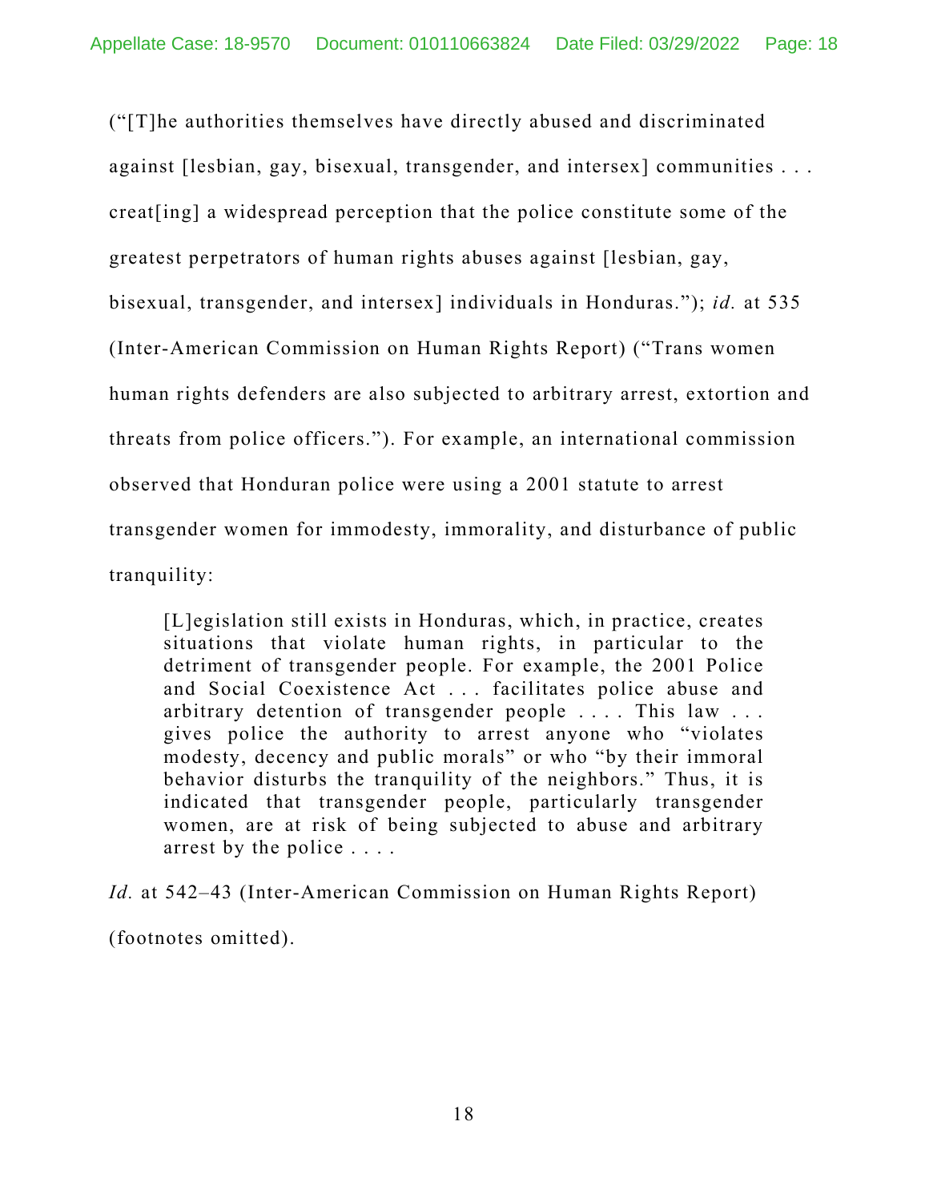("[T]he authorities themselves have directly abused and discriminated against [lesbian, gay, bisexual, transgender, and intersex] communities . . . creat[ing] a widespread perception that the police constitute some of the greatest perpetrators of human rights abuses against [lesbian, gay, bisexual, transgender, and intersex] individuals in Honduras."); *id.* at 535 (Inter-American Commission on Human Rights Report) ("Trans women human rights defenders are also subjected to arbitrary arrest, extortion and threats from police officers."). For example, an international commission observed that Honduran police were using a 2001 statute to arrest transgender women for immodesty, immorality, and disturbance of public tranquility:

> [L]egislation still exists in Honduras, which, in practice, creates situations that violate human rights, in particular to the detriment of transgender people. For example, the 2001 Police and Social Coexistence Act . . . facilitates police abuse and arbitrary detention of transgender people . . . . This law . . . gives police the authority to arrest anyone who "violates modesty, decency and public morals" or who "by their immoral behavior disturbs the tranquility of the neighbors." Thus, it is indicated that transgender people, particularly transgender women, are at risk of being subjected to abuse and arbitrary arrest by the police . . . .

*Id.* at 542–43 (Inter-American Commission on Human Rights Report) (footnotes omitted).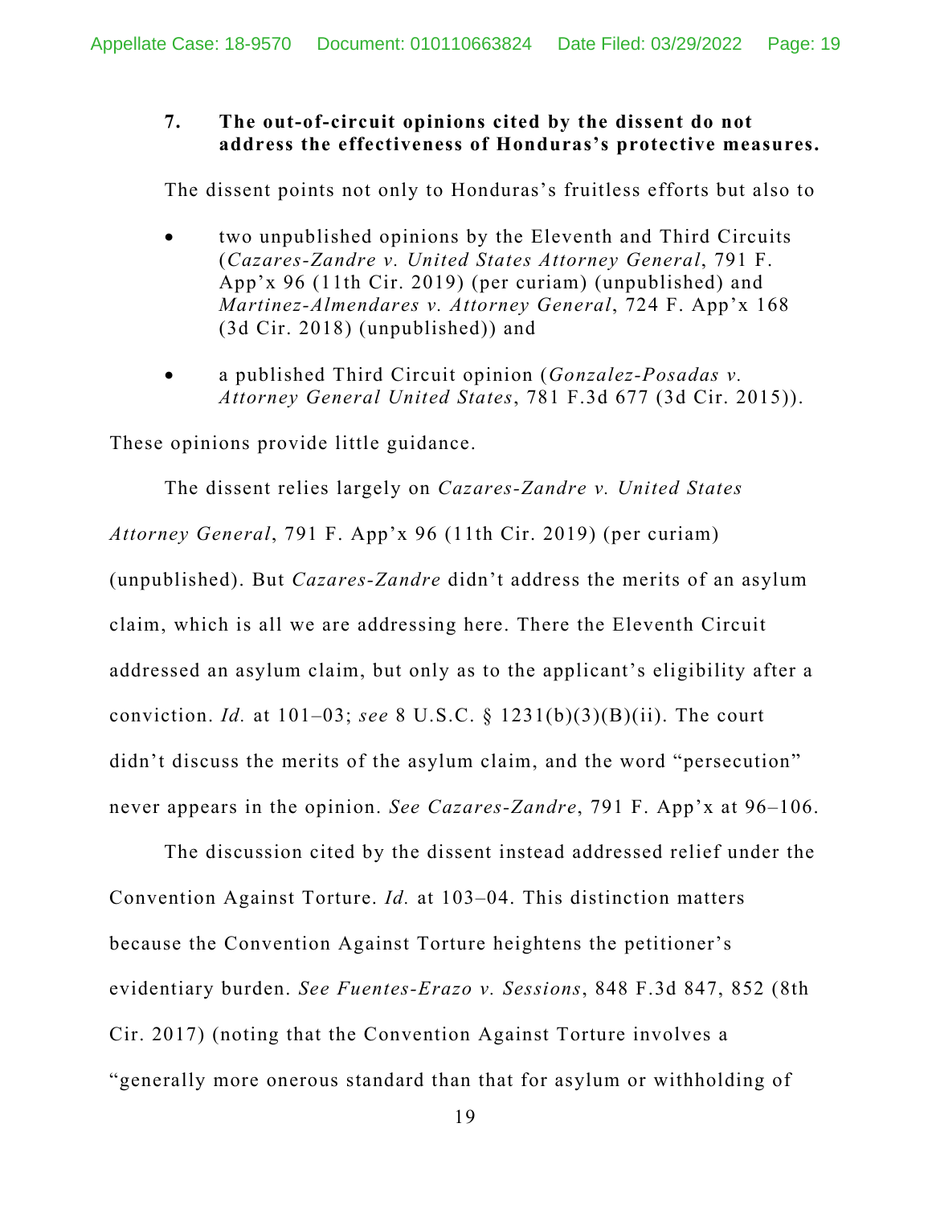### 7. The out-of-circuit opinions cited by the dissent do not address the effectiveness of Honduras's protective measures.

The dissent points not only to Honduras's fruitless efforts but also to

- two unpublished opinions by the Eleventh and Third Circuits (*Cazares-Zandre v. United States Attorney General*, 791 F. App'x 96 (11th Cir. 2019) (per curiam) (unpublished) and *Martinez-Almendares v. Attorney General*, 724 F. App'x 168 (3d Cir. 2018) (unpublished)) and
- a published Third Circuit opinion (*Gonzalez-Posadas v. Attorney General United States*, 781 F.3d 677 (3d Cir. 2015)).

These opinions provide little guidance.

The dissent relies largely on *Cazares-Zandre v. United States Attorney General*, 791 F. App'x 96 (11th Cir. 2019) (per curiam) (unpublished). But *Cazares-Zandre* didn't address the merits of an asylum claim, which is all we are addressing here. There the Eleventh Circuit addressed an asylum claim, but only as to the applicant's eligibility after a conviction. *Id.* at 101–03; *see* 8 U.S.C. § 1231(b)(3)(B)(ii). The court didn't discuss the merits of the asylum claim, and the word "persecution" never appears in the opinion. *See Cazares-Zandre*, 791 F. App'x at 96–106.

The discussion cited by the dissent instead addressed relief under the Convention Against Torture. *Id.* at 103–04. This distinction matters because the Convention Against Torture heightens the petitioner's evidentiary burden. *See Fuentes-Erazo v. Sessions*, 848 F.3d 847, 852 (8th Cir. 2017) (noting that the Convention Against Torture involves a "generally more onerous standard than that for asylum or withholding of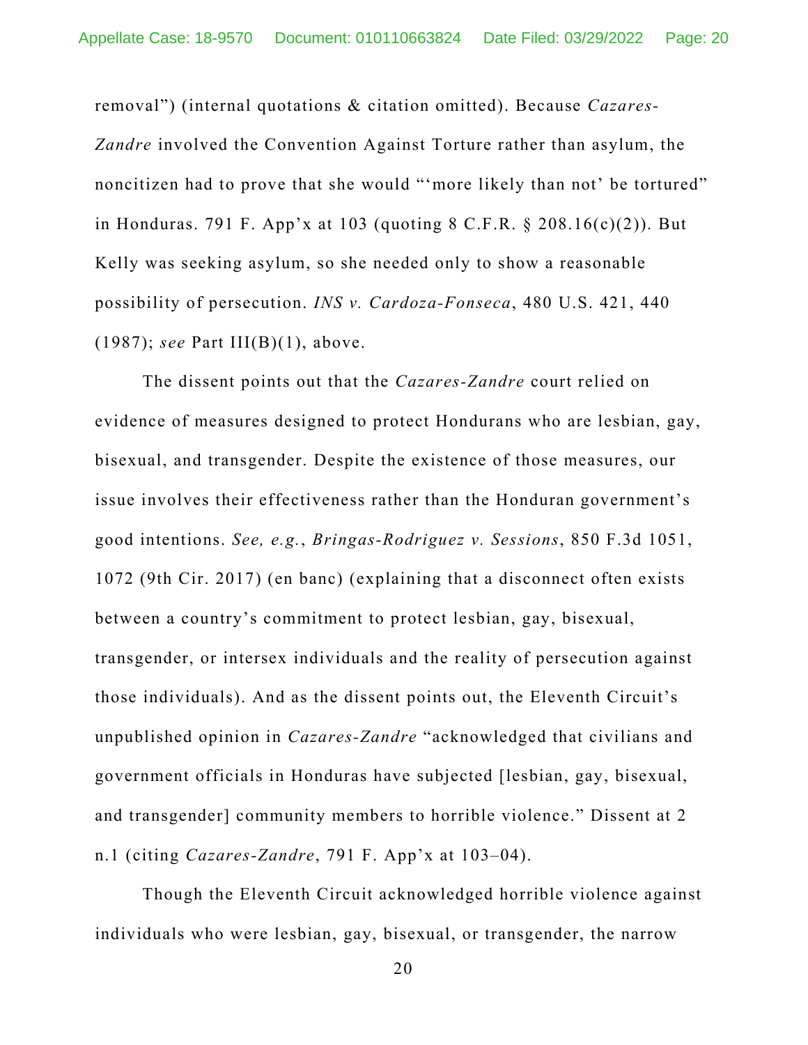removal") (internal quotations & citation omitted). Because *Cazares-Zandre* involved the Convention Against Torture rather than asylum, the noncitizen had to prove that she would "'more likely than not' be tortured" in Honduras. 791 F. App'x at 103 (quoting 8 C.F.R. § 208.16(c)(2)). But Kelly was seeking asylum, so she needed only to show a reasonable possibility of persecution. *INS v. Cardoza-Fonseca*, 480 U.S. 421, 440 (1987); *see* Part III(B)(1), above.

The dissent points out that the *Cazares-Zandre* court relied on evidence of measures designed to protect Hondurans who are lesbian, gay, bisexual, and transgender. Despite the existence of those measures, our issue involves their effectiveness rather than the Honduran government's good intentions. *See, e.g.*, *Bringas-Rodriguez v. Sessions*, 850 F.3d 1051, 1072 (9th Cir. 2017) (en banc) (explaining that a disconnect often exists between a country's commitment to protect lesbian, gay, bisexual, transgender, or intersex individuals and the reality of persecution against those individuals). And as the dissent points out, the Eleventh Circuit's unpublished opinion in *Cazares-Zandre* "acknowledged that civilians and government officials in Honduras have subjected [lesbian, gay, bisexual, and transgender] community members to horrible violence." Dissent at 2 n.1 (citing *Cazares-Zandre*, 791 F. App'x at 103–04).

Though the Eleventh Circuit acknowledged horrible violence against individuals who were lesbian, gay, bisexual, or transgender, the narrow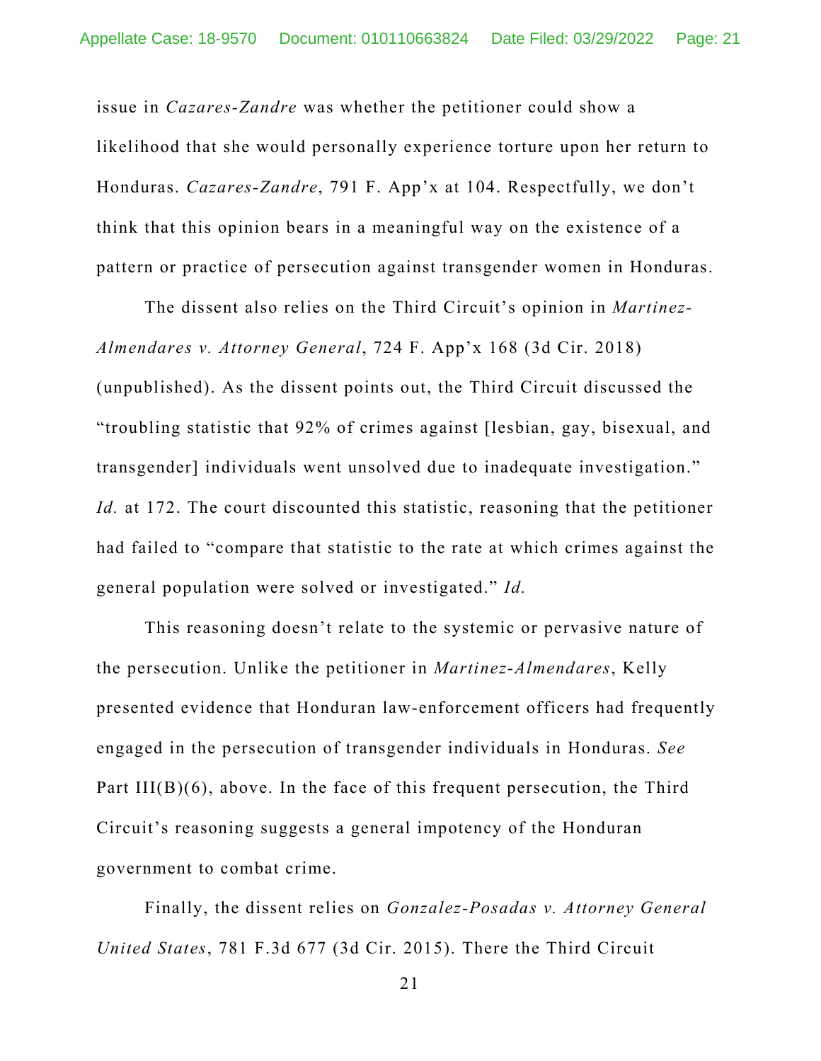issue in *Cazares-Zandre* was whether the petitioner could show a likelihood that she would personally experience torture upon her return to Honduras. *Cazares-Zandre*, 791 F. App'x at 104. Respectfully, we don't think that this opinion bears in a meaningful way on the existence of a pattern or practice of persecution against transgender women in Honduras.

The dissent also relies on the Third Circuit's opinion in *Martinez-Almendares v. Attorney General*, 724 F. App'x 168 (3d Cir. 2018) (unpublished). As the dissent points out, the Third Circuit discussed the "troubling statistic that 92% of crimes against [lesbian, gay, bisexual, and transgender] individuals went unsolved due to inadequate investigation." *Id.* at 172. The court discounted this statistic, reasoning that the petitioner had failed to "compare that statistic to the rate at which crimes against the general population were solved or investigated." *Id.*

This reasoning doesn't relate to the systemic or pervasive nature of the persecution. Unlike the petitioner in *Martinez-Almendares*, Kelly presented evidence that Honduran law-enforcement officers had frequently engaged in the persecution of transgender individuals in Honduras. *See* Part III(B)(6), above. In the face of this frequent persecution, the Third Circuit's reasoning suggests a general impotency of the Honduran government to combat crime.

Finally, the dissent relies on *Gonzalez-Posadas v. Attorney General United States*, 781 F.3d 677 (3d Cir. 2015). There the Third Circuit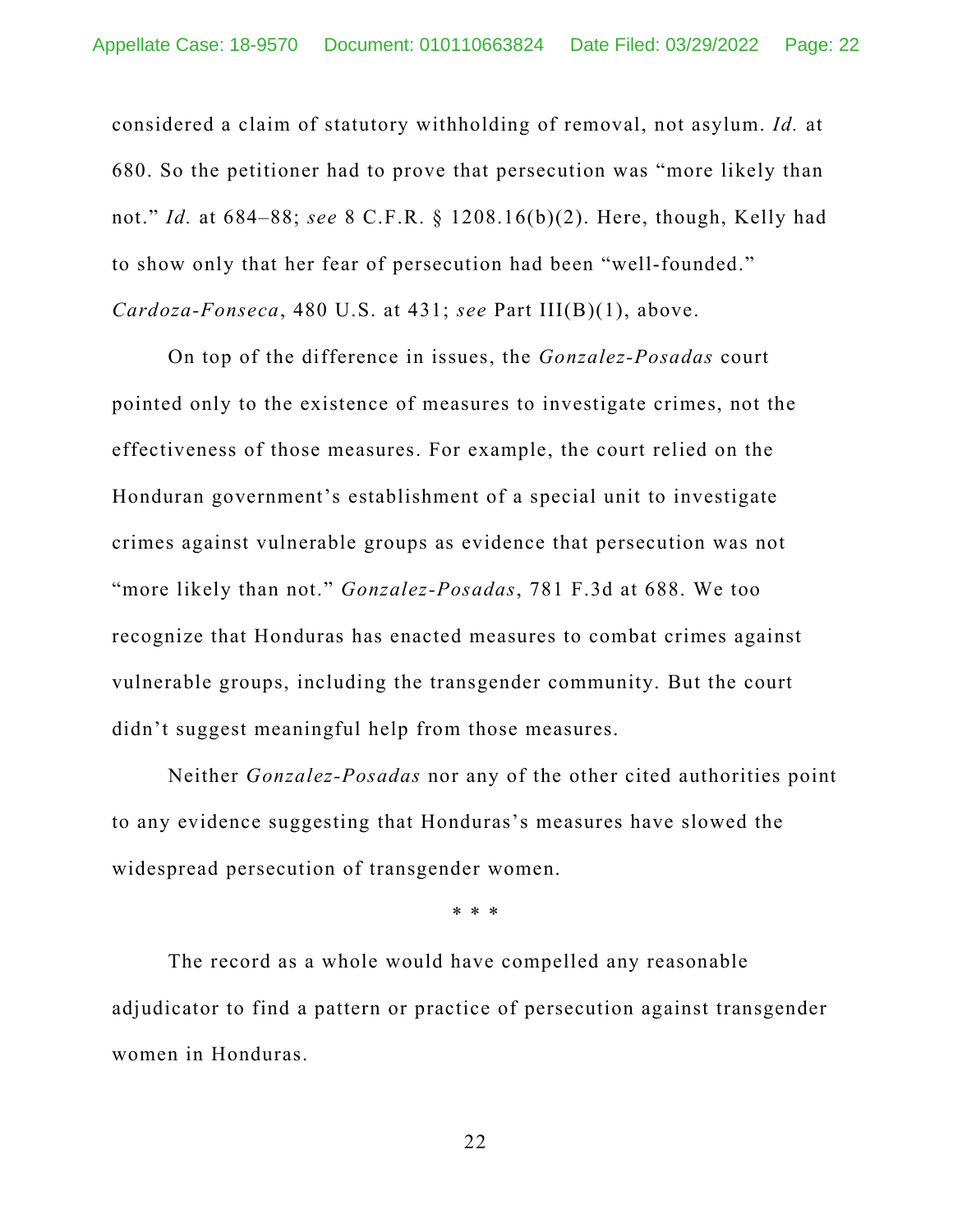considered a claim of statutory withholding of removal, not asylum. *Id.* at 680. So the petitioner had to prove that persecution was "more likely than not." *Id.* at 684–88; *see* 8 C.F.R. § 1208.16(b)(2). Here, though, Kelly had to show only that her fear of persecution had been "well-founded." *Cardoza-Fonseca*, 480 U.S. at 431; *see* Part III(B)(1), above.

On top of the difference in issues, the *Gonzalez-Posadas* court pointed only to the existence of measures to investigate crimes, not the effectiveness of those measures. For example, the court relied on the Honduran government's establishment of a special unit to investigate crimes against vulnerable groups as evidence that persecution was not "more likely than not." *Gonzalez-Posadas*, 781 F.3d at 688. We too recognize that Honduras has enacted measures to combat crimes against vulnerable groups, including the transgender community. But the court didn't suggest meaningful help from those measures.

Neither *Gonzalez-Posadas* nor any of the other cited authorities point to any evidence suggesting that Honduras's measures have slowed the widespread persecution of transgender women.

\* \* \*

The record as a whole would have compelled any reasonable adjudicator to find a pattern or practice of persecution against transgender women in Honduras.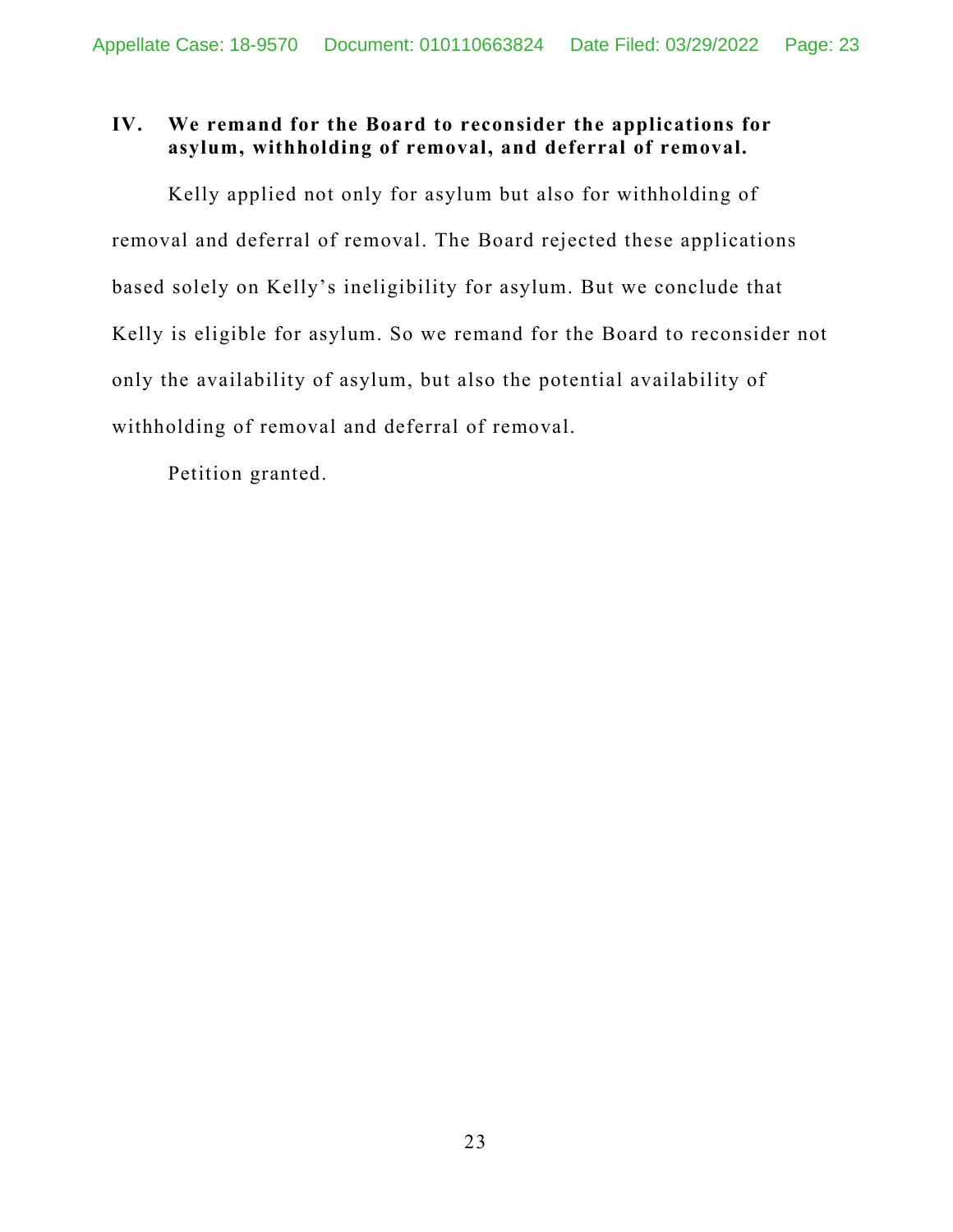## IV. We remand for the Board to reconsider the applications for asylum, withholding of removal, and deferral of removal.

Kelly applied not only for asylum but also for withholding of removal and deferral of removal. The Board rejected these applications based solely on Kelly's ineligibility for asylum. But we conclude that Kelly is eligible for asylum. So we remand for the Board to reconsider not only the availability of asylum, but also the potential availability of withholding of removal and deferral of removal.

Petition granted.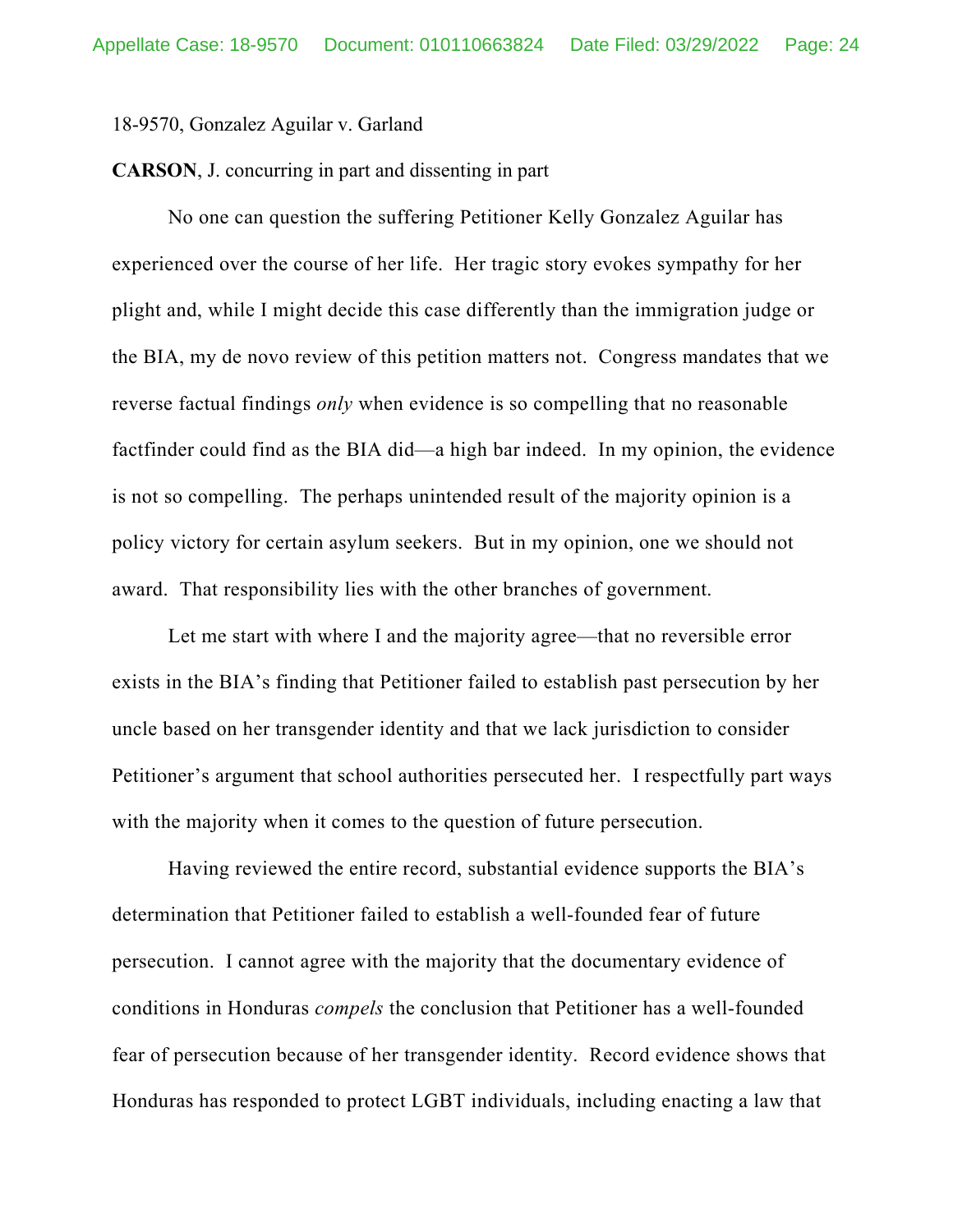18-9570, Gonzalez Aguilar v. Garland

**CARSON**, J. concurring in part and dissenting in part

No one can question the suffering Petitioner Kelly Gonzalez Aguilar has experienced over the course of her life. Her tragic story evokes sympathy for her plight and, while I might decide this case differently than the immigration judge or the BIA, my de novo review of this petition matters not. Congress mandates that we reverse factual findings *only* when evidence is so compelling that no reasonable factfinder could find as the BIA did—a high bar indeed. In my opinion, the evidence is not so compelling. The perhaps unintended result of the majority opinion is a policy victory for certain asylum seekers. But in my opinion, one we should not award. That responsibility lies with the other branches of government.

Let me start with where I and the majority agree—that no reversible error exists in the BIA's finding that Petitioner failed to establish past persecution by her uncle based on her transgender identity and that we lack jurisdiction to consider Petitioner's argument that school authorities persecuted her. I respectfully part ways with the majority when it comes to the question of future persecution.

Having reviewed the entire record, substantial evidence supports the BIA's determination that Petitioner failed to establish a well-founded fear of future persecution. I cannot agree with the majority that the documentary evidence of conditions in Honduras *compels* the conclusion that Petitioner has a well-founded fear of persecution because of her transgender identity. Record evidence shows that Honduras has responded to protect LGBT individuals, including enacting a law that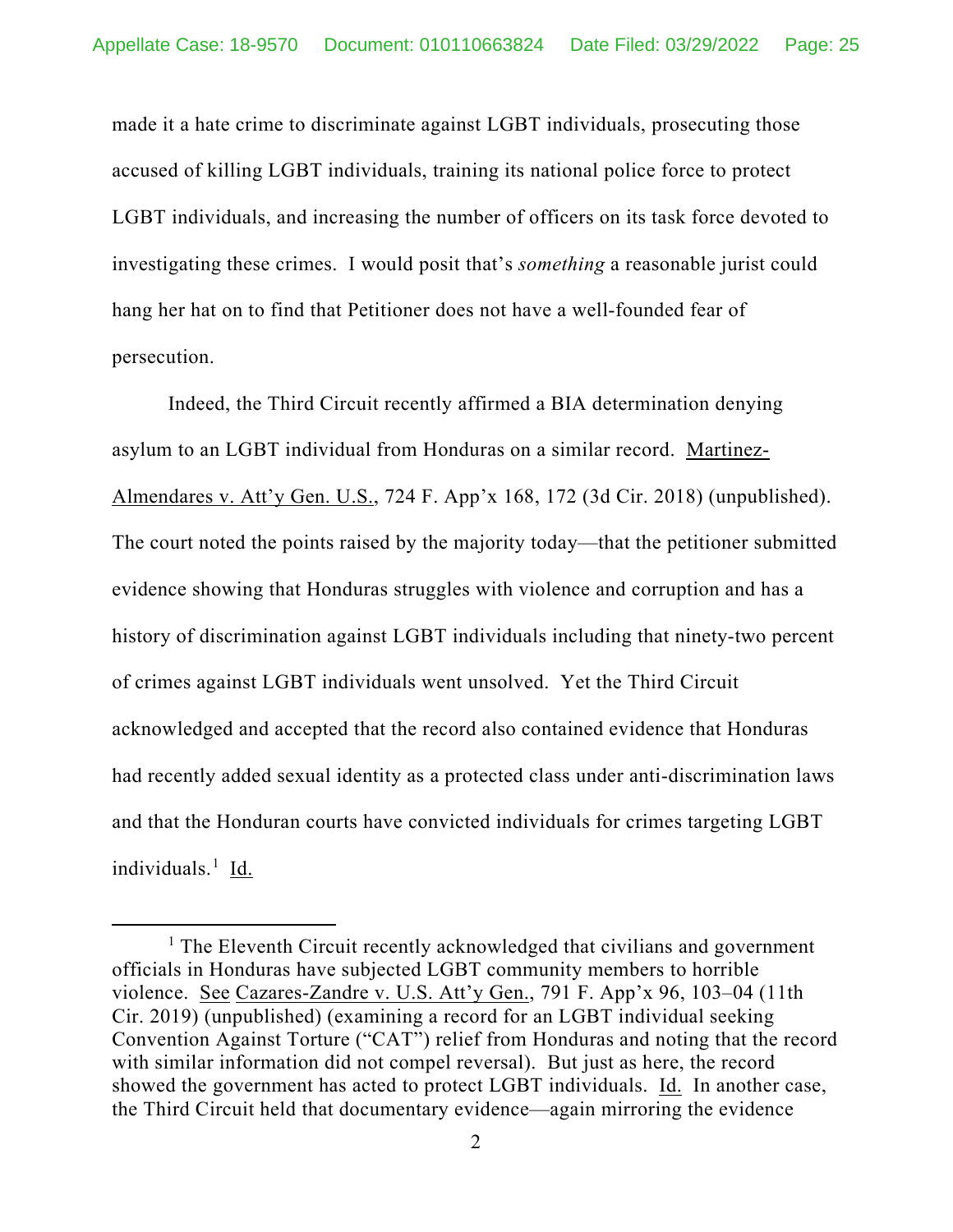made it a hate crime to discriminate against LGBT individuals, prosecuting those accused of killing LGBT individuals, training its national police force to protect LGBT individuals, and increasing the number of officers on its task force devoted to investigating these crimes. I would posit that's *something* a reasonable jurist could hang her hat on to find that Petitioner does not have a well-founded fear of persecution.

Indeed, the Third Circuit recently affirmed a BIA determination denying asylum to an LGBT individual from Honduras on a similar record. Martinez-Almendares v. Att'y Gen. U.S., 724 F. App'x 168, 172 (3d Cir. 2018) (unpublished). The court noted the points raised by the majority today—that the petitioner submitted evidence showing that Honduras struggles with violence and corruption and has a history of discrimination against LGBT individuals including that ninety-two percent of crimes against LGBT individuals went unsolved. Yet the Third Circuit acknowledged and accepted that the record also contained evidence that Honduras had recently added sexual identity as a protected class under anti-discrimination laws and that the Honduran courts have convicted individuals for crimes targeting LGBT individuals.[1] Id.

[1] The Eleventh Circuit recently acknowledged that civilians and government officials in Honduras have subjected LGBT community members to horrible violence. See Cazares-Zandre v. U.S. Att'y Gen., 791 F. App'x 96, 103–04 (11th Cir. 2019) (unpublished) (examining a record for an LGBT individual seeking Convention Against Torture ("CAT") relief from Honduras and noting that the record with similar information did not compel reversal). But just as here, the record showed the government has acted to protect LGBT individuals. Id. In another case, the Third Circuit held that documentary evidence—again mirroring the evidence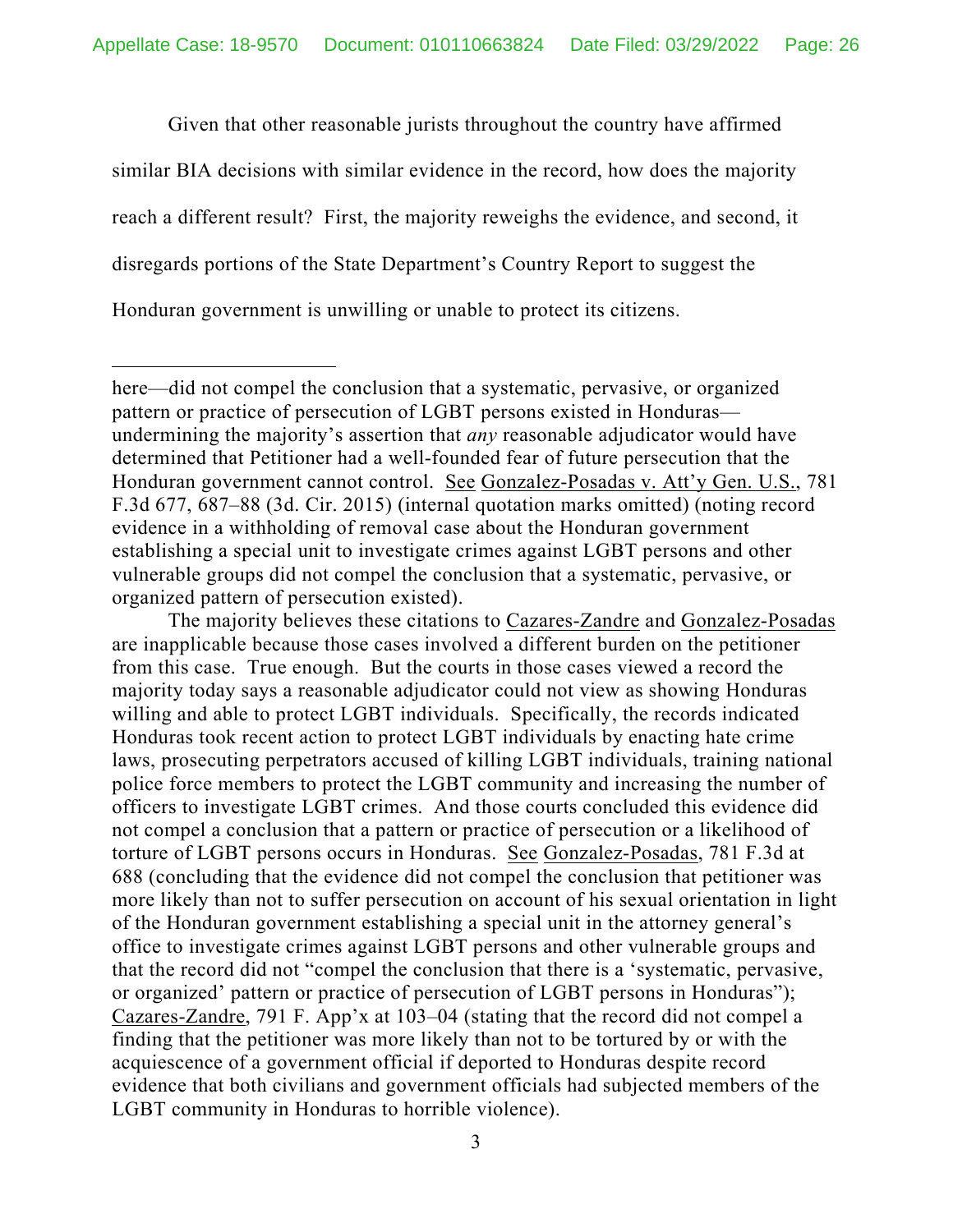Given that other reasonable jurists throughout the country have affirmed similar BIA decisions with similar evidence in the record, how does the majority reach a different result? First, the majority reweighs the evidence, and second, it disregards portions of the State Department's Country Report to suggest the Honduran government is unwilling or unable to protect its citizens.

---

here—did not compel the conclusion that a systematic, pervasive, or organized pattern or practice of persecution of LGBT persons existed in Honduras—undermining the majority's assertion that *any* reasonable adjudicator would have determined that Petitioner had a well-founded fear of future persecution that the Honduran government cannot control. See Gonzalez-Posadas v. Att'y Gen. U.S., 781 F.3d 677, 687–88 (3d. Cir. 2015) (internal quotation marks omitted) (noting record evidence in a withholding of removal case about the Honduran government establishing a special unit to investigate crimes against LGBT persons and other vulnerable groups did not compel the conclusion that a systematic, pervasive, or organized pattern of persecution existed).

The majority believes these citations to Cazares-Zandre and Gonzalez-Posadas are inapplicable because those cases involved a different burden on the petitioner from this case. True enough. But the courts in those cases viewed a record the majority today says a reasonable adjudicator could not view as showing Honduras willing and able to protect LGBT individuals. Specifically, the records indicated Honduras took recent action to protect LGBT individuals by enacting hate crime laws, prosecuting perpetrators accused of killing LGBT individuals, training national police force members to protect the LGBT community and increasing the number of officers to investigate LGBT crimes. And those courts concluded this evidence did not compel a conclusion that a pattern or practice of persecution or a likelihood of torture of LGBT persons occurs in Honduras. See Gonzalez-Posadas, 781 F.3d at 688 (concluding that the evidence did not compel the conclusion that petitioner was more likely than not to suffer persecution on account of his sexual orientation in light of the Honduran government establishing a special unit in the attorney general's office to investigate crimes against LGBT persons and other vulnerable groups and that the record did not "compel the conclusion that there is a 'systematic, pervasive, or organized' pattern or practice of persecution of LGBT persons in Honduras"); Cazares-Zandre, 791 F. App'x at 103–04 (stating that the record did not compel a finding that the petitioner was more likely than not to be tortured by or with the acquiescence of a government official if deported to Honduras despite record evidence that both civilians and government officials had subjected members of the LGBT community in Honduras to horrible violence).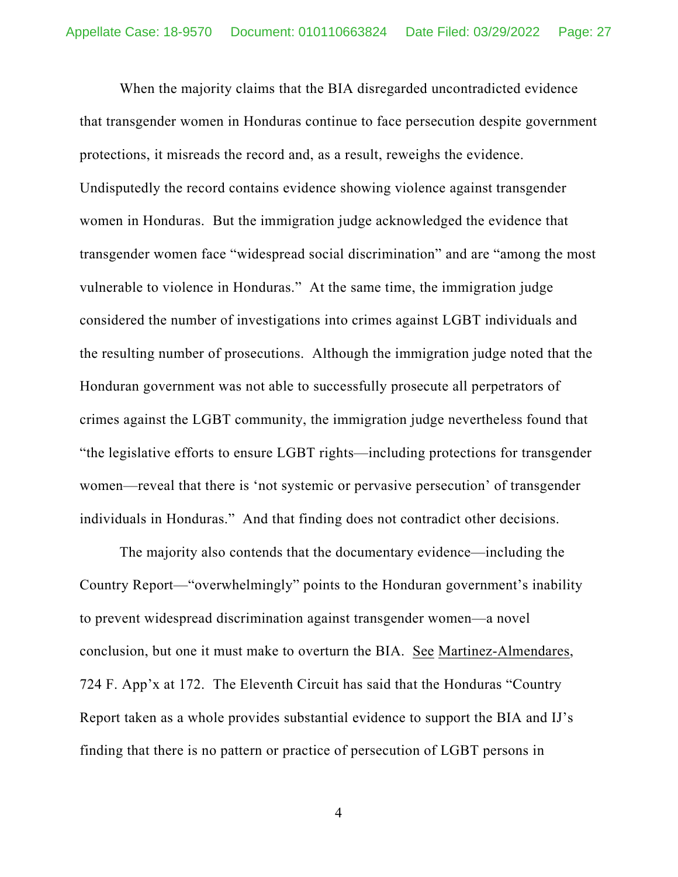When the majority claims that the BIA disregarded uncontradicted evidence that transgender women in Honduras continue to face persecution despite government protections, it misreads the record and, as a result, reweighs the evidence. Undisputedly the record contains evidence showing violence against transgender women in Honduras. But the immigration judge acknowledged the evidence that transgender women face "widespread social discrimination" and are "among the most vulnerable to violence in Honduras." At the same time, the immigration judge considered the number of investigations into crimes against LGBT individuals and the resulting number of prosecutions. Although the immigration judge noted that the Honduran government was not able to successfully prosecute all perpetrators of crimes against the LGBT community, the immigration judge nevertheless found that "the legislative efforts to ensure LGBT rights—including protections for transgender women—reveal that there is 'not systemic or pervasive persecution' of transgender individuals in Honduras." And that finding does not contradict other decisions.

The majority also contends that the documentary evidence—including the Country Report—"overwhelmingly" points to the Honduran government's inability to prevent widespread discrimination against transgender women—a novel conclusion, but one it must make to overturn the BIA. See Martinez-Almendares, 724 F. App'x at 172. The Eleventh Circuit has said that the Honduras "Country Report taken as a whole provides substantial evidence to support the BIA and IJ's finding that there is no pattern or practice of persecution of LGBT persons in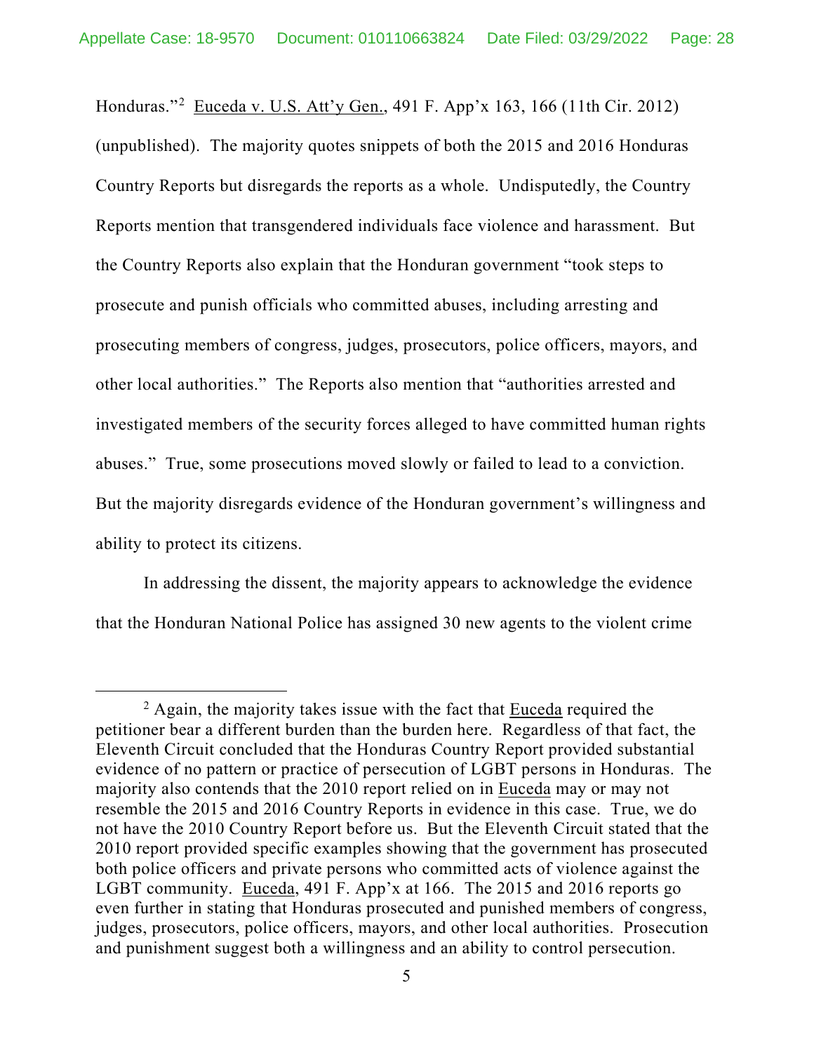Honduras."[2] Euceda v. U.S. Att'y Gen., 491 F. App'x 163, 166 (11th Cir. 2012) (unpublished). The majority quotes snippets of both the 2015 and 2016 Honduras Country Reports but disregards the reports as a whole. Undisputedly, the Country Reports mention that transgendered individuals face violence and harassment. But the Country Reports also explain that the Honduran government "took steps to prosecute and punish officials who committed abuses, including arresting and prosecuting members of congress, judges, prosecutors, police officers, mayors, and other local authorities." The Reports also mention that "authorities arrested and investigated members of the security forces alleged to have committed human rights abuses." True, some prosecutions moved slowly or failed to lead to a conviction. But the majority disregards evidence of the Honduran government's willingness and ability to protect its citizens.

In addressing the dissent, the majority appears to acknowledge the evidence that the Honduran National Police has assigned 30 new agents to the violent crime

[2] Again, the majority takes issue with the fact that Euceda required the petitioner bear a different burden than the burden here. Regardless of that fact, the Eleventh Circuit concluded that the Honduras Country Report provided substantial evidence of no pattern or practice of persecution of LGBT persons in Honduras. The majority also contends that the 2010 report relied on in Euceda may or may not resemble the 2015 and 2016 Country Reports in evidence in this case. True, we do not have the 2010 Country Report before us. But the Eleventh Circuit stated that the 2010 report provided specific examples showing that the government has prosecuted both police officers and private persons who committed acts of violence against the LGBT community. Euceda, 491 F. App'x at 166. The 2015 and 2016 reports go even further in stating that Honduras prosecuted and punished members of congress, judges, prosecutors, police officers, mayors, and other local authorities. Prosecution and punishment suggest both a willingness and an ability to control persecution.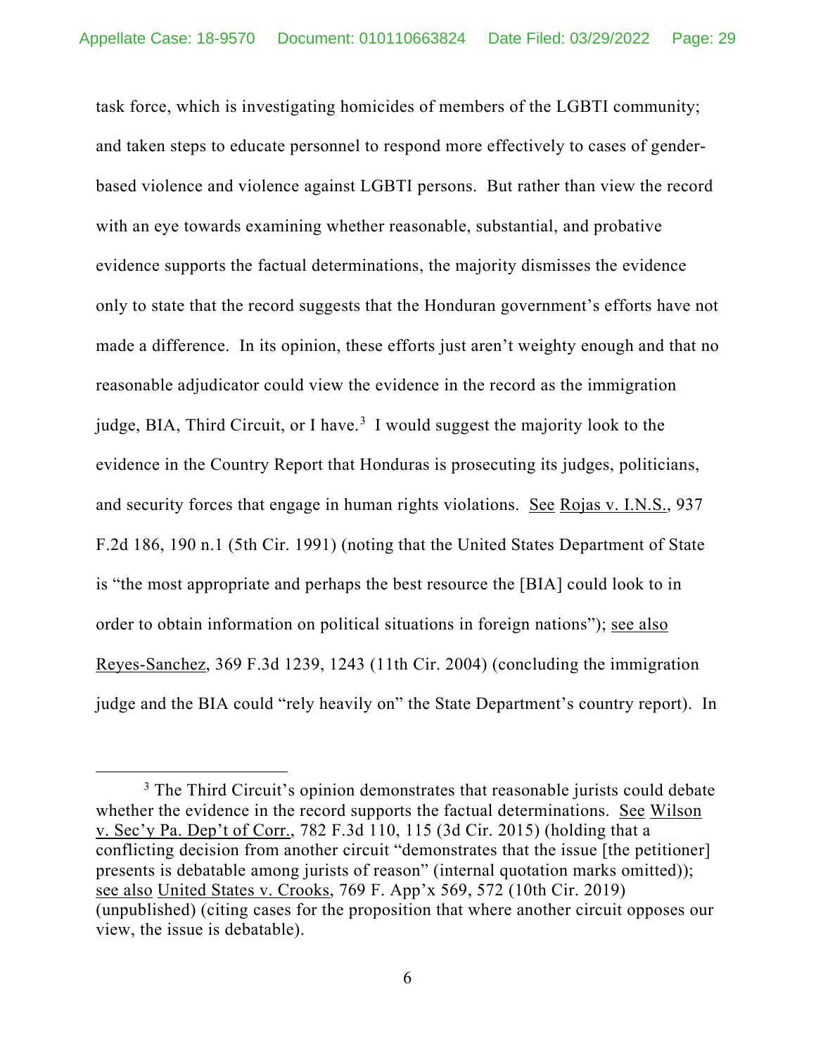task force, which is investigating homicides of members of the LGBTI community; and taken steps to educate personnel to respond more effectively to cases of gender-based violence and violence against LGBTI persons. But rather than view the record with an eye towards examining whether reasonable, substantial, and probative evidence supports the factual determinations, the majority dismisses the evidence only to state that the record suggests that the Honduran government's efforts have not made a difference. In its opinion, these efforts just aren't weighty enough and that no reasonable adjudicator could view the evidence in the record as the immigration judge, BIA, Third Circuit, or I have.[3] I would suggest the majority look to the evidence in the Country Report that Honduras is prosecuting its judges, politicians, and security forces that engage in human rights violations. See Rojas v. I.N.S., 937 F.2d 186, 190 n.1 (5th Cir. 1991) (noting that the United States Department of State is "the most appropriate and perhaps the best resource the [BIA] could look to in order to obtain information on political situations in foreign nations"); see also Reyes-Sanchez, 369 F.3d 1239, 1243 (11th Cir. 2004) (concluding the immigration judge and the BIA could "rely heavily on" the State Department's country report). In

[3] The Third Circuit's opinion demonstrates that reasonable jurists could debate whether the evidence in the record supports the factual determinations. See Wilson v. Sec'y Pa. Dep't of Corr., 782 F.3d 110, 115 (3d Cir. 2015) (holding that a conflicting decision from another circuit "demonstrates that the issue [the petitioner] presents is debatable among jurists of reason" (internal quotation marks omitted)); see also United States v. Crooks, 769 F. App'x 569, 572 (10th Cir. 2019) (unpublished) (citing cases for the proposition that where another circuit opposes our view, the issue is debatable).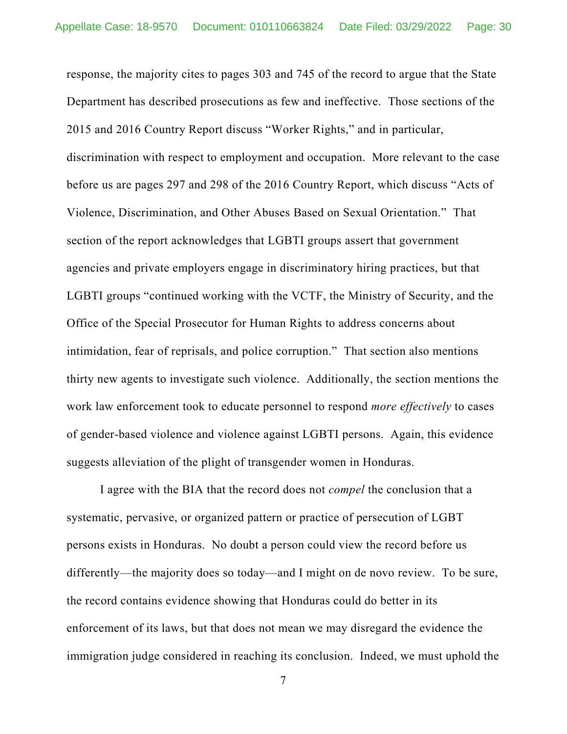response, the majority cites to pages 303 and 745 of the record to argue that the State Department has described prosecutions as few and ineffective. Those sections of the 2015 and 2016 Country Report discuss "Worker Rights," and in particular, discrimination with respect to employment and occupation. More relevant to the case before us are pages 297 and 298 of the 2016 Country Report, which discuss "Acts of Violence, Discrimination, and Other Abuses Based on Sexual Orientation." That section of the report acknowledges that LGBTI groups assert that government agencies and private employers engage in discriminatory hiring practices, but that LGBTI groups "continued working with the VCTF, the Ministry of Security, and the Office of the Special Prosecutor for Human Rights to address concerns about intimidation, fear of reprisals, and police corruption." That section also mentions thirty new agents to investigate such violence. Additionally, the section mentions the work law enforcement took to educate personnel to respond *more effectively* to cases of gender-based violence and violence against LGBTI persons. Again, this evidence suggests alleviation of the plight of transgender women in Honduras.

I agree with the BIA that the record does not *compel* the conclusion that a systematic, pervasive, or organized pattern or practice of persecution of LGBT persons exists in Honduras. No doubt a person could view the record before us differently—the majority does so today—and I might on de novo review. To be sure, the record contains evidence showing that Honduras could do better in its enforcement of its laws, but that does not mean we may disregard the evidence the immigration judge considered in reaching its conclusion. Indeed, we must uphold the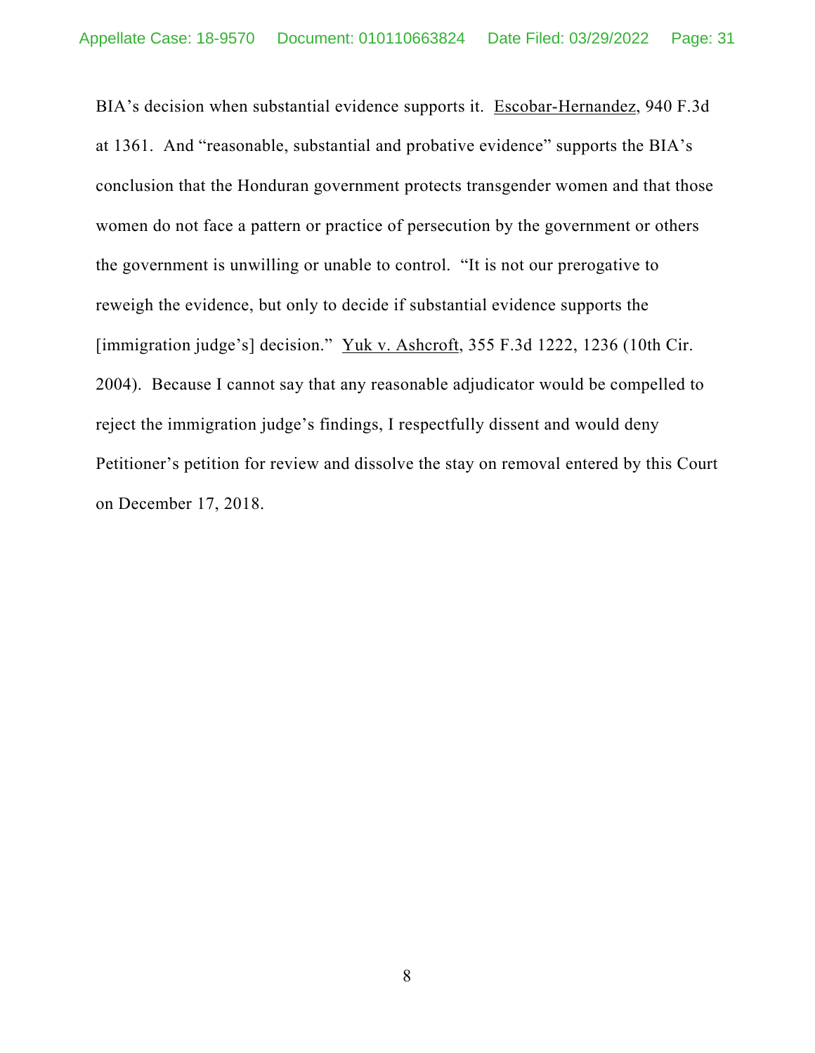BIA's decision when substantial evidence supports it. Escobar-Hernandez, 940 F.3d at 1361. And "reasonable, substantial and probative evidence" supports the BIA's conclusion that the Honduran government protects transgender women and that those women do not face a pattern or practice of persecution by the government or others the government is unwilling or unable to control. "It is not our prerogative to reweigh the evidence, but only to decide if substantial evidence supports the [immigration judge's] decision." Yuk v. Ashcroft, 355 F.3d 1222, 1236 (10th Cir. 2004). Because I cannot say that any reasonable adjudicator would be compelled to reject the immigration judge's findings, I respectfully dissent and would deny Petitioner's petition for review and dissolve the stay on removal entered by this Court on December 17, 2018.